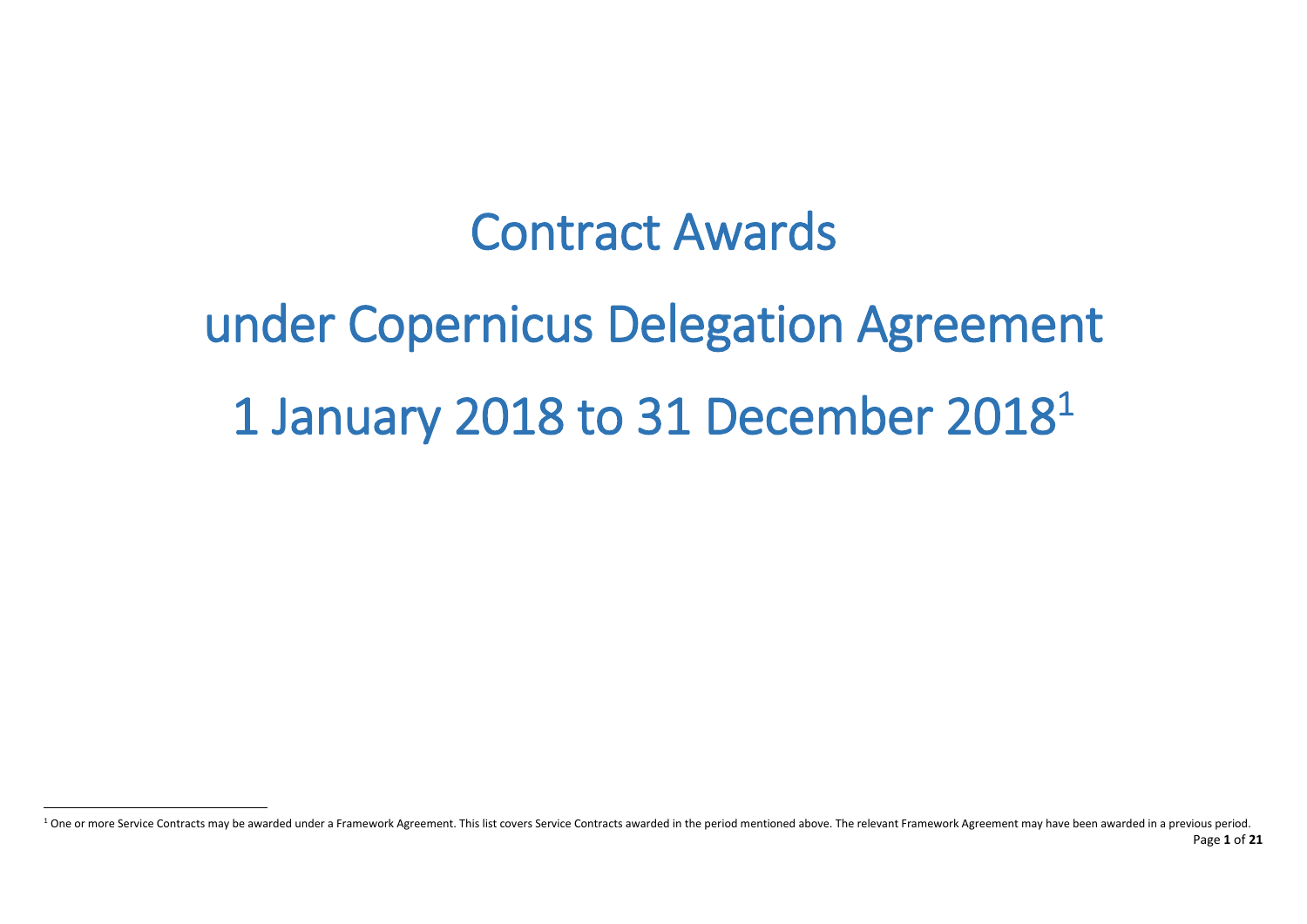# Contract Awards

# under Copernicus Delegation Agreement

# 1 January 2018 to 31 December 2018[1]

[1] One or more Service Contracts may be awarded under a Framework Agreement. This list covers Service Contracts awarded in the period mentioned above. The relevant Framework Agreement may have been awarded in a previous period.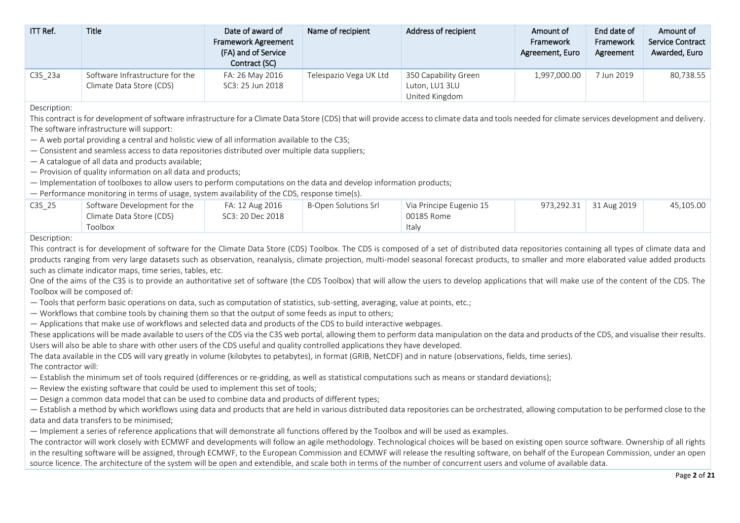| ITT Ref. | Title | Date of award of Framework Agreement (FA) and of Service Contract (SC) | Name of recipient | Address of recipient | Amount of Framework Agreement, Euro | End date of Framework Agreement | Amount of Service Contract Awarded, Euro |
|---|---|---|---|---|---|---|---|
| C3S_23a | Software Infrastructure for the Climate Data Store (CDS) | FA: 26 May 2016<br>SC3: 25 Jun 2018 | Telespazio Vega UK Ltd | 350 Capability Green<br>Luton, LU1 3LU<br>United Kingdom | 1,997,000.00 | 7 Jun 2019 | 80,738.55 |

Description:

This contract is for development of software infrastructure for a Climate Data Store (CDS) that will provide access to climate data and tools needed for climate services development and delivery. The software infrastructure will support:

— A web portal providing a central and holistic view of all information available to the C3S;
— Consistent and seamless access to data repositories distributed over multiple data suppliers;
— A catalogue of all data and products available;
— Provision of quality information on all data and products;
— Implementation of toolboxes to allow users to perform computations on the data and develop information products;
— Performance monitoring in terms of usage, system availability of the CDS, response time(s).

| ITT Ref. | Title | Date of award of Framework Agreement (FA) and of Service Contract (SC) | Name of recipient | Address of recipient | Amount of Framework Agreement, Euro | End date of Framework Agreement | Amount of Service Contract Awarded, Euro |
|---|---|---|---|---|---|---|---|
| C3S_25 | Software Development for the Climate Data Store (CDS) Toolbox | FA: 12 Aug 2016<br>SC3: 20 Dec 2018 | B-Open Solutions Srl | Via Principe Eugenio 15<br>00185 Rome<br>Italy | 973,292.31 | 31 Aug 2019 | 45,105.00 |

Description:

This contract is for development of software for the Climate Data Store (CDS) Toolbox. The CDS is composed of a set of distributed data repositories containing all types of climate data and products ranging from very large datasets such as observation, reanalysis, climate projection, multi-model seasonal forecast products, to smaller and more elaborated value added products such as climate indicator maps, time series, tables, etc.

One of the aims of the C3S is to provide an authoritative set of software (the CDS Toolbox) that will allow the users to develop applications that will make use of the content of the CDS. The Toolbox will be composed of:

— Tools that perform basic operations on data, such as computation of statistics, sub-setting, averaging, value at points, etc.;
— Workflows that combine tools by chaining them so that the output of some feeds as input to others;
— Applications that make use of workflows and selected data and products of the CDS to build interactive webpages.

These applications will be made available to users of the CDS via the C3S web portal, allowing them to perform data manipulation on the data and products of the CDS, and visualise their results. Users will also be able to share with other users of the CDS useful and quality controlled applications they have developed.

The data available in the CDS will vary greatly in volume (kilobytes to petabytes), in format (GRIB, NetCDF) and in nature (observations, fields, time series).

The contractor will:

— Establish the minimum set of tools required (differences or re-gridding, as well as statistical computations such as means or standard deviations);
— Review the existing software that could be used to implement this set of tools;
— Design a common data model that can be used to combine data and products of different types;
— Establish a method by which workflows using data and products that are held in various distributed data repositories can be orchestrated, allowing computation to be performed close to the data and data transfers to be minimised;
— Implement a series of reference applications that will demonstrate all functions offered by the Toolbox and will be used as examples.

The contractor will work closely with ECMWF and developments will follow an agile methodology. Technological choices will be based on existing open source software. Ownership of all rights in the resulting software will be assigned, through ECMWF, to the European Commission and ECMWF will release the resulting software, on behalf of the European Commission, under an open source licence. The architecture of the system will be open and extendible, and scale both in terms of the number of concurrent users and volume of available data.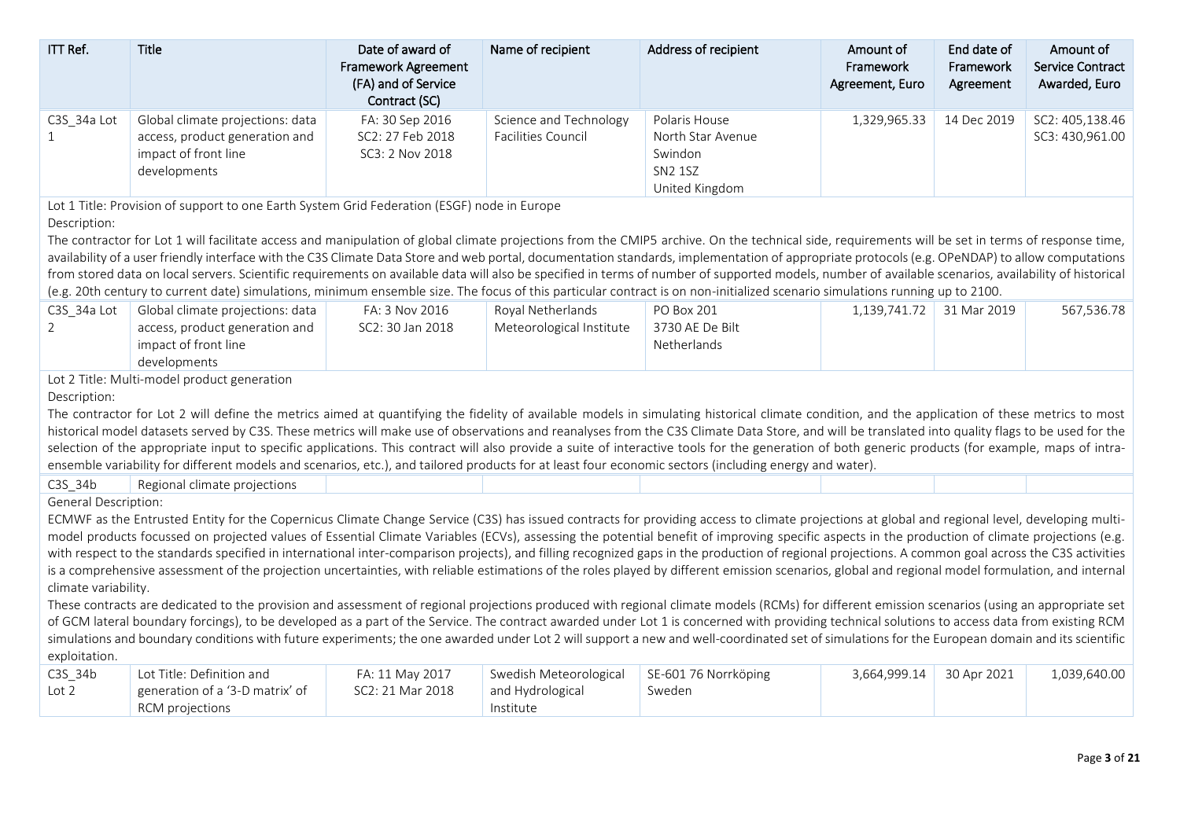| ITT Ref. | Title | Date of award of Framework Agreement (FA) and of Service Contract (SC) | Name of recipient | Address of recipient | Amount of Framework Agreement, Euro | End date of Framework Agreement | Amount of Service Contract Awarded, Euro |
|---|---|---|---|---|---|---|---|
| C3S_34a Lot 1 | Global climate projections: data access, product generation and impact of front line developments | FA: 30 Sep 2016<br>SC2: 27 Feb 2018<br>SC3: 2 Nov 2018 | Science and Technology Facilities Council | Polaris House<br>North Star Avenue<br>Swindon<br>SN2 1SZ<br>United Kingdom | 1,329,965.33 | 14 Dec 2019 | SC2: 405,138.46<br>SC3: 430,961.00 |

Lot 1 Title: Provision of support to one Earth System Grid Federation (ESGF) node in Europe

Description:

The contractor for Lot 1 will facilitate access and manipulation of global climate projections from the CMIP5 archive. On the technical side, requirements will be set in terms of response time, availability of a user friendly interface with the C3S Climate Data Store and web portal, documentation standards, implementation of appropriate protocols (e.g. OPeNDAP) to allow computations from stored data on local servers. Scientific requirements on available data will also be specified in terms of number of supported models, number of available scenarios, availability of historical (e.g. 20th century to current date) simulations, minimum ensemble size. The focus of this particular contract is on non-initialized scenario simulations running up to 2100.

| ITT Ref. | Title | Date of award of Framework Agreement (FA) and of Service Contract (SC) | Name of recipient | Address of recipient | Amount of Framework Agreement, Euro | End date of Framework Agreement | Amount of Service Contract Awarded, Euro |
|---|---|---|---|---|---|---|---|
| C3S_34a Lot 2 | Global climate projections: data access, product generation and impact of front line developments | FA: 3 Nov 2016<br>SC2: 30 Jan 2018 | Royal Netherlands Meteorological Institute | PO Box 201<br>3730 AE De Bilt<br>Netherlands | 1,139,741.72 | 31 Mar 2019 | 567,536.78 |

Lot 2 Title: Multi-model product generation

Description:

The contractor for Lot 2 will define the metrics aimed at quantifying the fidelity of available models in simulating historical climate condition, and the application of these metrics to most historical model datasets served by C3S. These metrics will make use of observations and reanalyses from the C3S Climate Data Store, and will be translated into quality flags to be used for the selection of the appropriate input to specific applications. This contract will also provide a suite of interactive tools for the generation of both generic products (for example, maps of intra-ensemble variability for different models and scenarios, etc.), and tailored products for at least four economic sectors (including energy and water).

| ITT Ref. | Title | Date of award of Framework Agreement (FA) and of Service Contract (SC) | Name of recipient | Address of recipient | Amount of Framework Agreement, Euro | End date of Framework Agreement | Amount of Service Contract Awarded, Euro |
|---|---|---|---|---|---|---|---|
| C3S_34b | Regional climate projections | | | | | | |

General Description:

ECMWF as the Entrusted Entity for the Copernicus Climate Change Service (C3S) has issued contracts for providing access to climate projections at global and regional level, developing multi-model products focussed on projected values of Essential Climate Variables (ECVs), assessing the potential benefit of improving specific aspects in the production of climate projections (e.g. with respect to the standards specified in international inter-comparison projects), and filling recognized gaps in the production of regional projections. A common goal across the C3S activities is a comprehensive assessment of the projection uncertainties, with reliable estimations of the roles played by different emission scenarios, global and regional model formulation, and internal climate variability.

These contracts are dedicated to the provision and assessment of regional projections produced with regional climate models (RCMs) for different emission scenarios (using an appropriate set of GCM lateral boundary forcings), to be developed as a part of the Service. The contract awarded under Lot 1 is concerned with providing technical solutions to access data from existing RCM simulations and boundary conditions with future experiments; the one awarded under Lot 2 will support a new and well-coordinated set of simulations for the European domain and its scientific exploitation.

| ITT Ref. | Title | Date of award of Framework Agreement (FA) and of Service Contract (SC) | Name of recipient | Address of recipient | Amount of Framework Agreement, Euro | End date of Framework Agreement | Amount of Service Contract Awarded, Euro |
|---|---|---|---|---|---|---|---|
| C3S_34b Lot 2 | Lot Title: Definition and generation of a '3-D matrix' of RCM projections | FA: 11 May 2017<br>SC2: 21 Mar 2018 | Swedish Meteorological and Hydrological Institute | SE-601 76 Norrköping<br>Sweden | 3,664,999.14 | 30 Apr 2021 | 1,039,640.00 |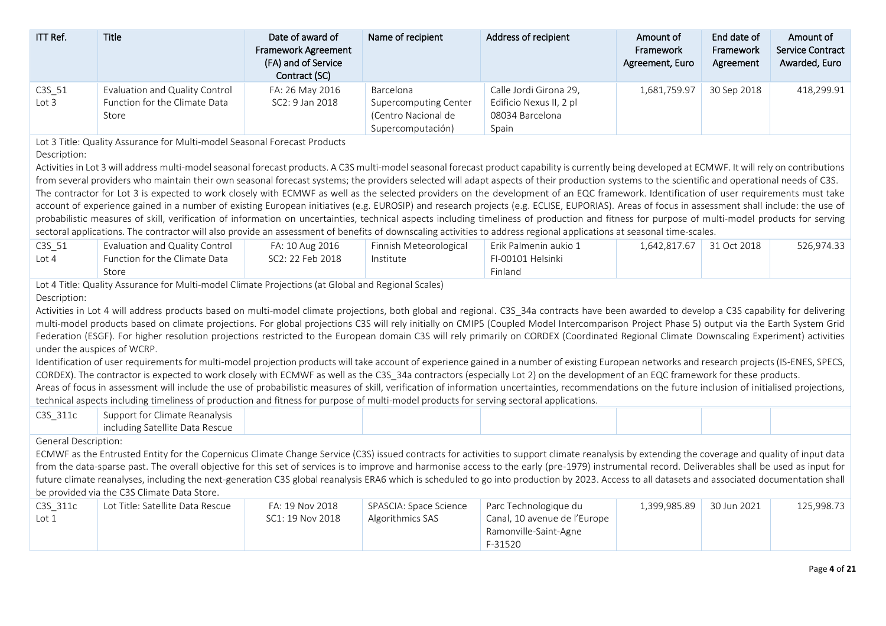| ITT Ref. | Title | Date of award of Framework Agreement (FA) and of Service Contract (SC) | Name of recipient | Address of recipient | Amount of Framework Agreement, Euro | End date of Framework Agreement | Amount of Service Contract Awarded, Euro |
|---|---|---|---|---|---|---|---|
| C3S_51 Lot 3 | Evaluation and Quality Control Function for the Climate Data Store | FA: 26 May 2016 SC2: 9 Jan 2018 | Barcelona Supercomputing Center (Centro Nacional de Supercomputación) | Calle Jordi Girona 29, Edificio Nexus II, 2 pl 08034 Barcelona Spain | 1,681,759.97 | 30 Sep 2018 | 418,299.91 |

Lot 3 Title: Quality Assurance for Multi-model Seasonal Forecast Products

Description:

Activities in Lot 3 will address multi-model seasonal forecast products. A C3S multi-model seasonal forecast product capability is currently being developed at ECMWF. It will rely on contributions from several providers who maintain their own seasonal forecast systems; the providers selected will adapt aspects of their production systems to the scientific and operational needs of C3S. The contractor for Lot 3 is expected to work closely with ECMWF as well as the selected providers on the development of an EQC framework. Identification of user requirements must take account of experience gained in a number of existing European initiatives (e.g. EUROSIP) and research projects (e.g. ECLISE, EUPORIAS). Areas of focus in assessment shall include: the use of probabilistic measures of skill, verification of information on uncertainties, technical aspects including timeliness of production and fitness for purpose of multi-model products for serving sectoral applications. The contractor will also provide an assessment of benefits of downscaling activities to address regional applications at seasonal time-scales.

| ITT Ref. | Title | Date of award of Framework Agreement (FA) and of Service Contract (SC) | Name of recipient | Address of recipient | Amount of Framework Agreement, Euro | End date of Framework Agreement | Amount of Service Contract Awarded, Euro |
|---|---|---|---|---|---|---|---|
| C3S_51 Lot 4 | Evaluation and Quality Control Function for the Climate Data Store | FA: 10 Aug 2016 SC2: 22 Feb 2018 | Finnish Meteorological Institute | Erik Palmenin aukio 1 FI-00101 Helsinki Finland | 1,642,817.67 | 31 Oct 2018 | 526,974.33 |

Lot 4 Title: Quality Assurance for Multi-model Climate Projections (at Global and Regional Scales)

Description:

Activities in Lot 4 will address products based on multi-model climate projections, both global and regional. C3S_34a contracts have been awarded to develop a C3S capability for delivering multi-model products based on climate projections. For global projections C3S will rely initially on CMIP5 (Coupled Model Intercomparison Project Phase 5) output via the Earth System Grid Federation (ESGF). For higher resolution projections restricted to the European domain C3S will rely primarily on CORDEX (Coordinated Regional Climate Downscaling Experiment) activities under the auspices of WCRP.

Identification of user requirements for multi-model projection products will take account of experience gained in a number of existing European networks and research projects (IS-ENES, SPECS, CORDEX). The contractor is expected to work closely with ECMWF as well as the C3S_34a contractors (especially Lot 2) on the development of an EQC framework for these products.

Areas of focus in assessment will include the use of probabilistic measures of skill, verification of information uncertainties, recommendations on the future inclusion of initialised projections, technical aspects including timeliness of production and fitness for purpose of multi-model products for serving sectoral applications.

| ITT Ref. | Title | Date of award of Framework Agreement (FA) and of Service Contract (SC) | Name of recipient | Address of recipient | Amount of Framework Agreement, Euro | End date of Framework Agreement | Amount of Service Contract Awarded, Euro |
|---|---|---|---|---|---|---|---|
| C3S_311c | Support for Climate Reanalysis including Satellite Data Rescue | | | | | | |

General Description:

ECMWF as the Entrusted Entity for the Copernicus Climate Change Service (C3S) issued contracts for activities to support climate reanalysis by extending the coverage and quality of input data from the data-sparse past. The overall objective for this set of services is to improve and harmonise access to the early (pre-1979) instrumental record. Deliverables shall be used as input for future climate reanalyses, including the next-generation C3S global reanalysis ERA6 which is scheduled to go into production by 2023. Access to all datasets and associated documentation shall be provided via the C3S Climate Data Store.

| ITT Ref. | Title | Date of award of Framework Agreement (FA) and of Service Contract (SC) | Name of recipient | Address of recipient | Amount of Framework Agreement, Euro | End date of Framework Agreement | Amount of Service Contract Awarded, Euro |
|---|---|---|---|---|---|---|---|
| C3S_311c Lot 1 | Lot Title: Satellite Data Rescue | FA: 19 Nov 2018 SC1: 19 Nov 2018 | SPASCIA: Space Science Algorithmics SAS | Parc Technologique du Canal, 10 avenue de l'Europe Ramonville-Saint-Agne F-31520 | 1,399,985.89 | 30 Jun 2021 | 125,998.73 |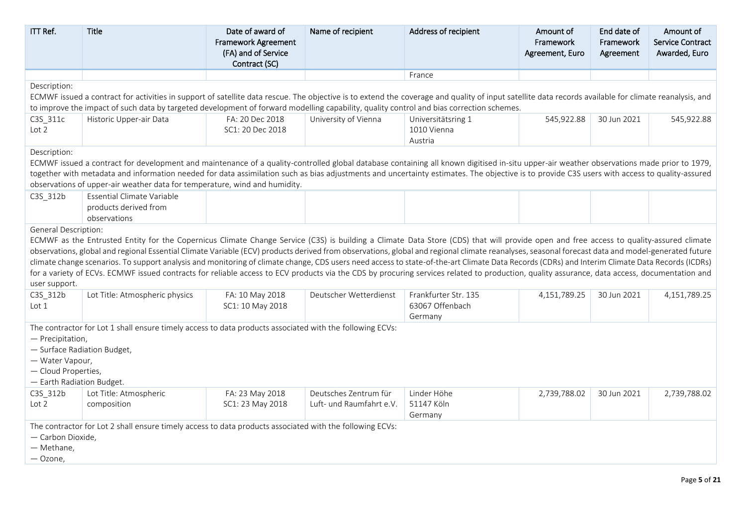| ITT Ref. | Title | Date of award of Framework Agreement (FA) and of Service Contract (SC) | Name of recipient | Address of recipient | Amount of Framework Agreement, Euro | End date of Framework Agreement | Amount of Service Contract Awarded, Euro |
|---|---|---|---|---|---|---|---|
| | | | | France | | | |

Description:
ECMWF issued a contract for activities in support of satellite data rescue. The objective is to extend the coverage and quality of input satellite data records available for climate reanalysis, and to improve the impact of such data by targeted development of forward modelling capability, quality control and bias correction schemes.

| ITT Ref. | Title | Date of award of Framework Agreement (FA) and of Service Contract (SC) | Name of recipient | Address of recipient | Amount of Framework Agreement, Euro | End date of Framework Agreement | Amount of Service Contract Awarded, Euro |
|---|---|---|---|---|---|---|---|
| C3S_311c Lot 2 | Historic Upper-air Data | FA: 20 Dec 2018 SC1: 20 Dec 2018 | University of Vienna | Universitätsring 1 1010 Vienna Austria | 545,922.88 | 30 Jun 2021 | 545,922.88 |

Description:
ECMWF issued a contract for development and maintenance of a quality-controlled global database containing all known digitised in-situ upper-air weather observations made prior to 1979, together with metadata and information needed for data assimilation such as bias adjustments and uncertainty estimates. The objective is to provide C3S users with access to quality-assured observations of upper-air weather data for temperature, wind and humidity.

| ITT Ref. | Title | Date of award of Framework Agreement (FA) and of Service Contract (SC) | Name of recipient | Address of recipient | Amount of Framework Agreement, Euro | End date of Framework Agreement | Amount of Service Contract Awarded, Euro |
|---|---|---|---|---|---|---|---|
| C3S_312b | Essential Climate Variable products derived from observations | | | | | | |

General Description:
ECMWF as the Entrusted Entity for the Copernicus Climate Change Service (C3S) is building a Climate Data Store (CDS) that will provide open and free access to quality-assured climate observations, global and regional Essential Climate Variable (ECV) products derived from observations, global and regional climate reanalyses, seasonal forecast data and model-generated future climate change scenarios. To support analysis and monitoring of climate change, CDS users need access to state-of-the-art Climate Data Records (CDRs) and Interim Climate Data Records (ICDRs) for a variety of ECVs. ECMWF issued contracts for reliable access to ECV products via the CDS by procuring services related to production, quality assurance, data access, documentation and user support.

| ITT Ref. | Title | Date of award of Framework Agreement (FA) and of Service Contract (SC) | Name of recipient | Address of recipient | Amount of Framework Agreement, Euro | End date of Framework Agreement | Amount of Service Contract Awarded, Euro |
|---|---|---|---|---|---|---|---|
| C3S_312b Lot 1 | Lot Title: Atmospheric physics | FA: 10 May 2018 SC1: 10 May 2018 | Deutscher Wetterdienst | Frankfurter Str. 135 63067 Offenbach Germany | 4,151,789.25 | 30 Jun 2021 | 4,151,789.25 |

The contractor for Lot 1 shall ensure timely access to data products associated with the following ECVs:
— Precipitation,
— Surface Radiation Budget,
— Water Vapour,
— Cloud Properties,
— Earth Radiation Budget.

| ITT Ref. | Title | Date of award of Framework Agreement (FA) and of Service Contract (SC) | Name of recipient | Address of recipient | Amount of Framework Agreement, Euro | End date of Framework Agreement | Amount of Service Contract Awarded, Euro |
|---|---|---|---|---|---|---|---|
| C3S_312b Lot 2 | Lot Title: Atmospheric composition | FA: 23 May 2018 SC1: 23 May 2018 | Deutsches Zentrum für Luft- und Raumfahrt e.V. | Linder Höhe 51147 Köln Germany | 2,739,788.02 | 30 Jun 2021 | 2,739,788.02 |

The contractor for Lot 2 shall ensure timely access to data products associated with the following ECVs:
— Carbon Dioxide,
— Methane,
— Ozone,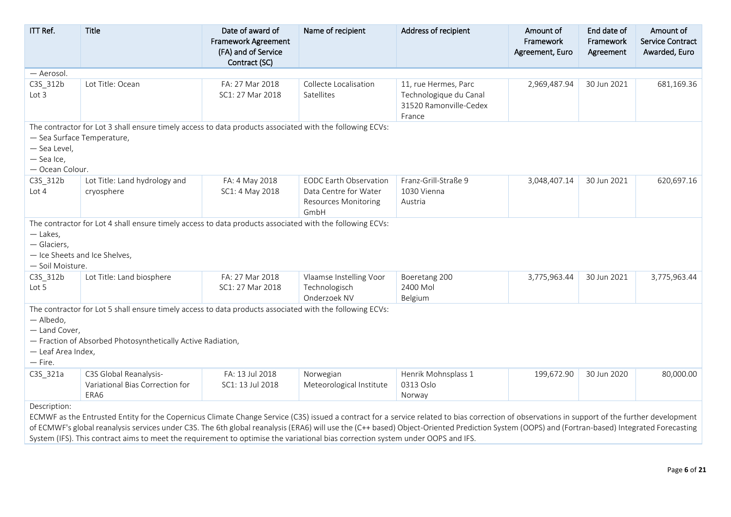| ITT Ref. | Title | Date of award of Framework Agreement (FA) and of Service Contract (SC) | Name of recipient | Address of recipient | Amount of Framework Agreement, Euro | End date of Framework Agreement | Amount of Service Contract Awarded, Euro |
|---|---|---|---|---|---|---|---|
| — Aerosol. | | | | | | | |
| C3S_312b Lot 3 | Lot Title: Ocean | FA: 27 Mar 2018 SC1: 27 Mar 2018 | Collecte Localisation Satellites | 11, rue Hermes, Parc Technologique du Canal 31520 Ramonville-Cedex France | 2,969,487.94 | 30 Jun 2021 | 681,169.36 |
| The contractor for Lot 3 shall ensure timely access to data products associated with the following ECVs: — Sea Surface Temperature, — Sea Level, — Sea Ice, — Ocean Colour. | | | | | | | |
| C3S_312b Lot 4 | Lot Title: Land hydrology and cryosphere | FA: 4 May 2018 SC1: 4 May 2018 | EODC Earth Observation Data Centre for Water Resources Monitoring GmbH | Franz-Grill-Straße 9 1030 Vienna Austria | 3,048,407.14 | 30 Jun 2021 | 620,697.16 |
| The contractor for Lot 4 shall ensure timely access to data products associated with the following ECVs: — Lakes, — Glaciers, — Ice Sheets and Ice Shelves, — Soil Moisture. | | | | | | | |
| C3S_312b Lot 5 | Lot Title: Land biosphere | FA: 27 Mar 2018 SC1: 27 Mar 2018 | Vlaamse Instelling Voor Technologisch Onderzoek NV | Boeretang 200 2400 Mol Belgium | 3,775,963.44 | 30 Jun 2021 | 3,775,963.44 |
| The contractor for Lot 5 shall ensure timely access to data products associated with the following ECVs: — Albedo, — Land Cover, — Fraction of Absorbed Photosynthetically Active Radiation, — Leaf Area Index, — Fire. | | | | | | | |
| C3S_321a | C3S Global Reanalysis-Variational Bias Correction for ERA6 | FA: 13 Jul 2018 SC1: 13 Jul 2018 | Norwegian Meteorological Institute | Henrik Mohnsplass 1 0313 Oslo Norway | 199,672.90 | 30 Jun 2020 | 80,000.00 |
| Description: ECMWF as the Entrusted Entity for the Copernicus Climate Change Service (C3S) issued a contract for a service related to bias correction of observations in support of the further development of ECMWF's global reanalysis services under C3S. The 6th global reanalysis (ERA6) will use the (C++ based) Object-Oriented Prediction System (OOPS) and (Fortran-based) Integrated Forecasting System (IFS). This contract aims to meet the requirement to optimise the variational bias correction system under OOPS and IFS. | | | | | | | |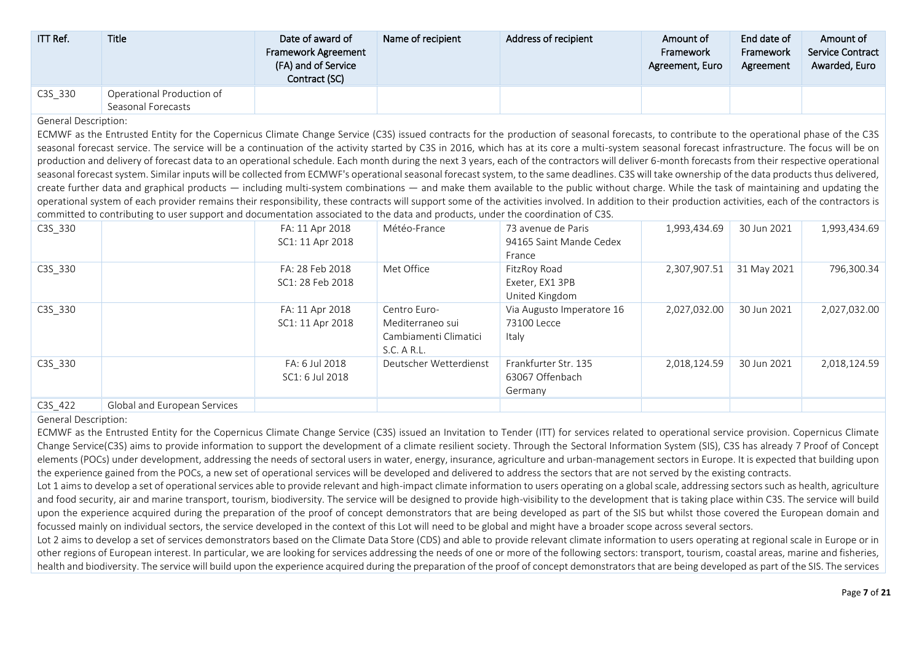| ITT Ref. | Title | Date of award of Framework Agreement (FA) and of Service Contract (SC) | Name of recipient | Address of recipient | Amount of Framework Agreement, Euro | End date of Framework Agreement | Amount of Service Contract Awarded, Euro |
|---|---|---|---|---|---|---|---|
| C3S_330 | Operational Production of Seasonal Forecasts | | | | | | |

General Description:

ECMWF as the Entrusted Entity for the Copernicus Climate Change Service (C3S) issued contracts for the production of seasonal forecasts, to contribute to the operational phase of the C3S seasonal forecast service. The service will be a continuation of the activity started by C3S in 2016, which has at its core a multi-system seasonal forecast infrastructure. The focus will be on production and delivery of forecast data to an operational schedule. Each month during the next 3 years, each of the contractors will deliver 6-month forecasts from their respective operational seasonal forecast system. Similar inputs will be collected from ECMWF's operational seasonal forecast system, to the same deadlines. C3S will take ownership of the data products thus delivered, create further data and graphical products — including multi-system combinations — and make them available to the public without charge. While the task of maintaining and updating the operational system of each provider remains their responsibility, these contracts will support some of the activities involved. In addition to their production activities, each of the contractors is committed to contributing to user support and documentation associated to the data and products, under the coordination of C3S.

| ITT Ref. | Title | Date of award of Framework Agreement (FA) and of Service Contract (SC) | Name of recipient | Address of recipient | Amount of Framework Agreement, Euro | End date of Framework Agreement | Amount of Service Contract Awarded, Euro |
|---|---|---|---|---|---|---|---|
| C3S_330 | | FA: 11 Apr 2018<br>SC1: 11 Apr 2018 | Météo-France | 73 avenue de Paris<br>94165 Saint Mande Cedex<br>France | 1,993,434.69 | 30 Jun 2021 | 1,993,434.69 |
| C3S_330 | | FA: 28 Feb 2018<br>SC1: 28 Feb 2018 | Met Office | FitzRoy Road<br>Exeter, EX1 3PB<br>United Kingdom | 2,307,907.51 | 31 May 2021 | 796,300.34 |
| C3S_330 | | FA: 11 Apr 2018<br>SC1: 11 Apr 2018 | Centro Euro-Mediterraneo sui Cambiamenti Climatici S.C. A R.L. | Via Augusto Imperatore 16<br>73100 Lecce<br>Italy | 2,027,032.00 | 30 Jun 2021 | 2,027,032.00 |
| C3S_330 | | FA: 6 Jul 2018<br>SC1: 6 Jul 2018 | Deutscher Wetterdienst | Frankfurter Str. 135<br>63067 Offenbach<br>Germany | 2,018,124.59 | 30 Jun 2021 | 2,018,124.59 |
| C3S_422 | Global and European Services | | | | | | |

General Description:

ECMWF as the Entrusted Entity for the Copernicus Climate Change Service (C3S) issued an Invitation to Tender (ITT) for services related to operational service provision. Copernicus Climate Change Service(C3S) aims to provide information to support the development of a climate resilient society. Through the Sectoral Information System (SIS), C3S has already 7 Proof of Concept elements (POCs) under development, addressing the needs of sectoral users in water, energy, insurance, agriculture and urban-management sectors in Europe. It is expected that building upon the experience gained from the POCs, a new set of operational services will be developed and delivered to address the sectors that are not served by the existing contracts.

Lot 1 aims to develop a set of operational services able to provide relevant and high-impact climate information to users operating on a global scale, addressing sectors such as health, agriculture and food security, air and marine transport, tourism, biodiversity. The service will be designed to provide high-visibility to the development that is taking place within C3S. The service will build upon the experience acquired during the preparation of the proof of concept demonstrators that are being developed as part of the SIS but whilst those covered the European domain and focussed mainly on individual sectors, the service developed in the context of this Lot will need to be global and might have a broader scope across several sectors.

Lot 2 aims to develop a set of services demonstrators based on the Climate Data Store (CDS) and able to provide relevant climate information to users operating at regional scale in Europe or in other regions of European interest. In particular, we are looking for services addressing the needs of one or more of the following sectors: transport, tourism, coastal areas, marine and fisheries, health and biodiversity. The service will build upon the experience acquired during the preparation of the proof of concept demonstrators that are being developed as part of the SIS. The services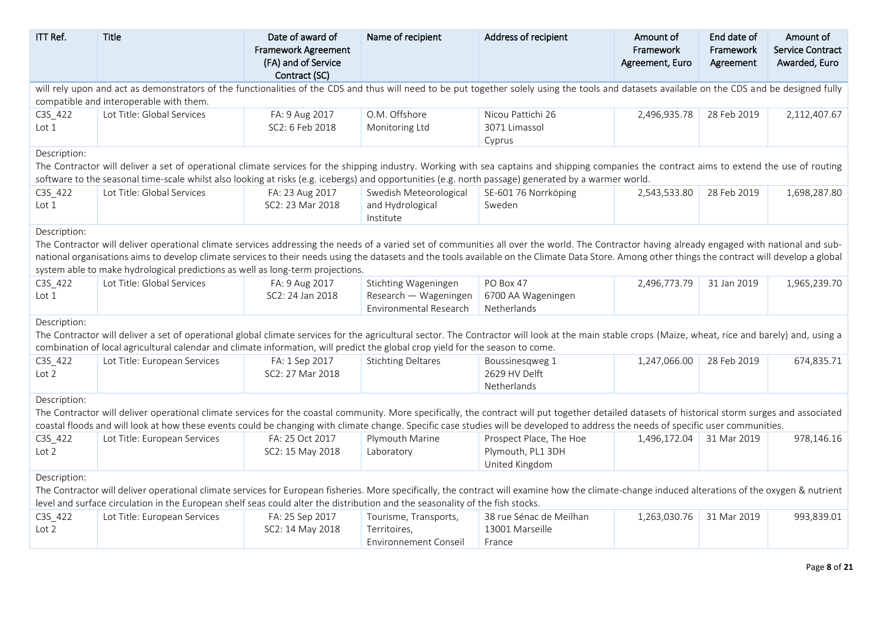| ITT Ref. | Title | Date of award of Framework Agreement (FA) and of Service Contract (SC) | Name of recipient | Address of recipient | Amount of Framework Agreement, Euro | End date of Framework Agreement | Amount of Service Contract Awarded, Euro |
|---|---|---|---|---|---|---|---|
| will rely upon and act as demonstrators of the functionalities of the CDS and thus will need to be put together solely using the tools and datasets available on the CDS and be designed fully compatible and interoperable with them. | | | | | | | |
| C3S_422 Lot 1 | Lot Title: Global Services | FA: 9 Aug 2017 SC2: 6 Feb 2018 | O.M. Offshore Monitoring Ltd | Nicou Pattichi 26 3071 Limassol Cyprus | 2,496,935.78 | 28 Feb 2019 | 2,112,407.67 |
| Description: The Contractor will deliver a set of operational climate services for the shipping industry. Working with sea captains and shipping companies the contract aims to extend the use of routing software to the seasonal time-scale whilst also looking at risks (e.g. icebergs) and opportunities (e.g. north passage) generated by a warmer world. | | | | | | | |
| C3S_422 Lot 1 | Lot Title: Global Services | FA: 23 Aug 2017 SC2: 23 Mar 2018 | Swedish Meteorological and Hydrological Institute | SE-601 76 Norrköping Sweden | 2,543,533.80 | 28 Feb 2019 | 1,698,287.80 |
| Description: The Contractor will deliver operational climate services addressing the needs of a varied set of communities all over the world. The Contractor having already engaged with national and sub-national organisations aims to develop climate services to their needs using the datasets and the tools available on the Climate Data Store. Among other things the contract will develop a global system able to make hydrological predictions as well as long-term projections. | | | | | | | |
| C3S_422 Lot 1 | Lot Title: Global Services | FA: 9 Aug 2017 SC2: 24 Jan 2018 | Stichting Wageningen Research — Wageningen Environmental Research | PO Box 47 6700 AA Wageningen Netherlands | 2,496,773.79 | 31 Jan 2019 | 1,965,239.70 |
| Description: The Contractor will deliver a set of operational global climate services for the agricultural sector. The Contractor will look at the main stable crops (Maize, wheat, rice and barely) and, using a combination of local agricultural calendar and climate information, will predict the global crop yield for the season to come. | | | | | | | |
| C3S_422 Lot 2 | Lot Title: European Services | FA: 1 Sep 2017 SC2: 27 Mar 2018 | Stichting Deltares | Boussinesqweg 1 2629 HV Delft Netherlands | 1,247,066.00 | 28 Feb 2019 | 674,835.71 |
| Description: The Contractor will deliver operational climate services for the coastal community. More specifically, the contract will put together detailed datasets of historical storm surges and associated coastal floods and will look at how these events could be changing with climate change. Specific case studies will be developed to address the needs of specific user communities. | | | | | | | |
| C3S_422 Lot 2 | Lot Title: European Services | FA: 25 Oct 2017 SC2: 15 May 2018 | Plymouth Marine Laboratory | Prospect Place, The Hoe Plymouth, PL1 3DH United Kingdom | 1,496,172.04 | 31 Mar 2019 | 978,146.16 |
| Description: The Contractor will deliver operational climate services for European fisheries. More specifically, the contract will examine how the climate-change induced alterations of the oxygen & nutrient level and surface circulation in the European shelf seas could alter the distribution and the seasonality of the fish stocks. | | | | | | | |
| C3S_422 Lot 2 | Lot Title: European Services | FA: 25 Sep 2017 SC2: 14 May 2018 | Tourisme, Transports, Territoires, Environnement Conseil | 38 rue Sénac de Meilhan 13001 Marseille France | 1,263,030.76 | 31 Mar 2019 | 993,839.01 |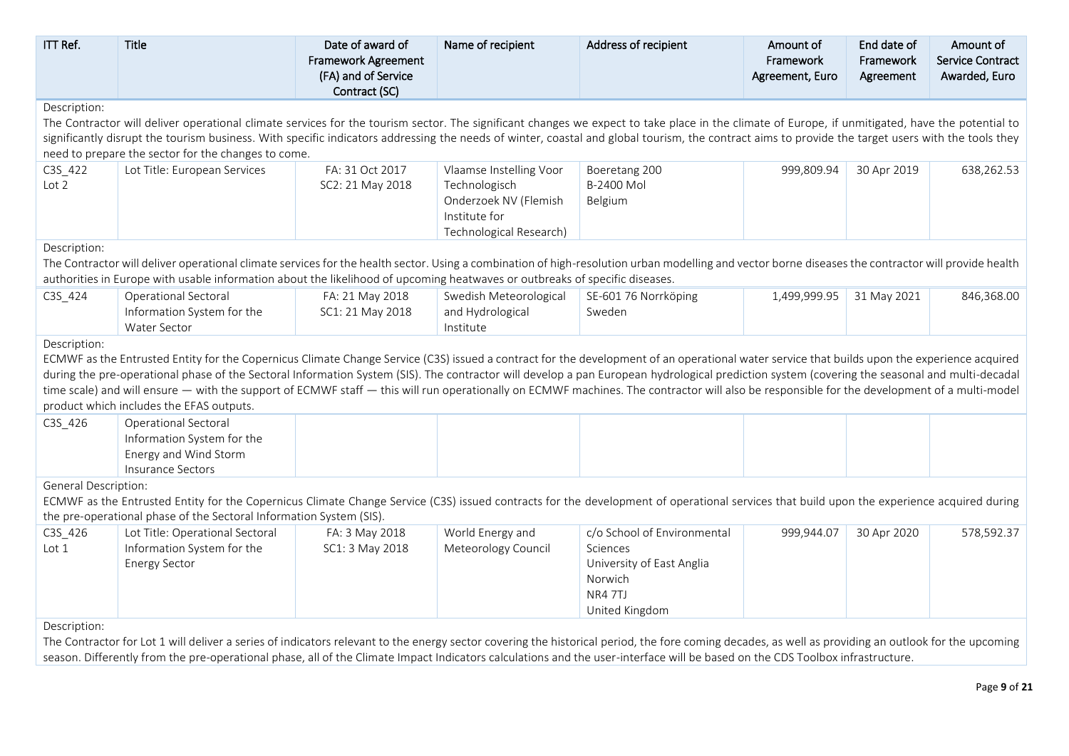| ITT Ref. | Title | Date of award of Framework Agreement (FA) and of Service Contract (SC) | Name of recipient | Address of recipient | Amount of Framework Agreement, Euro | End date of Framework Agreement | Amount of Service Contract Awarded, Euro |
|---|---|---|---|---|---|---|---|
| Description: The Contractor will deliver operational climate services for the tourism sector. The significant changes we expect to take place in the climate of Europe, if unmitigated, have the potential to significantly disrupt the tourism business. With specific indicators addressing the needs of winter, coastal and global tourism, the contract aims to provide the target users with the tools they need to prepare the sector for the changes to come. | | | | | | | |
| C3S_422 Lot 2 | Lot Title: European Services | FA: 31 Oct 2017 SC2: 21 May 2018 | Vlaamse Instelling Voor Technologisch Onderzoek NV (Flemish Institute for Technological Research) | Boeretang 200 B-2400 Mol Belgium | 999,809.94 | 30 Apr 2019 | 638,262.53 |
| Description: The Contractor will deliver operational climate services for the health sector. Using a combination of high-resolution urban modelling and vector borne diseases the contractor will provide health authorities in Europe with usable information about the likelihood of upcoming heatwaves or outbreaks of specific diseases. | | | | | | | |
| C3S_424 | Operational Sectoral Information System for the Water Sector | FA: 21 May 2018 SC1: 21 May 2018 | Swedish Meteorological and Hydrological Institute | SE-601 76 Norrköping Sweden | 1,499,999.95 | 31 May 2021 | 846,368.00 |
| Description: ECMWF as the Entrusted Entity for the Copernicus Climate Change Service (C3S) issued a contract for the development of an operational water service that builds upon the experience acquired during the pre-operational phase of the Sectoral Information System (SIS). The contractor will develop a pan European hydrological prediction system (covering the seasonal and multi-decadal time scale) and will ensure — with the support of ECMWF staff — this will run operationally on ECMWF machines. The contractor will also be responsible for the development of a multi-model product which includes the EFAS outputs. | | | | | | | |
| C3S_426 | Operational Sectoral Information System for the Energy and Wind Storm Insurance Sectors | | | | | | |
| General Description: ECMWF as the Entrusted Entity for the Copernicus Climate Change Service (C3S) issued contracts for the development of operational services that build upon the experience acquired during the pre-operational phase of the Sectoral Information System (SIS). | | | | | | | |
| C3S_426 Lot 1 | Lot Title: Operational Sectoral Information System for the Energy Sector | FA: 3 May 2018 SC1: 3 May 2018 | World Energy and Meteorology Council | c/o School of Environmental Sciences University of East Anglia Norwich NR4 7TJ United Kingdom | 999,944.07 | 30 Apr 2020 | 578,592.37 |
| Description: The Contractor for Lot 1 will deliver a series of indicators relevant to the energy sector covering the historical period, the fore coming decades, as well as providing an outlook for the upcoming season. Differently from the pre-operational phase, all of the Climate Impact Indicators calculations and the user-interface will be based on the CDS Toolbox infrastructure. | | | | | | | |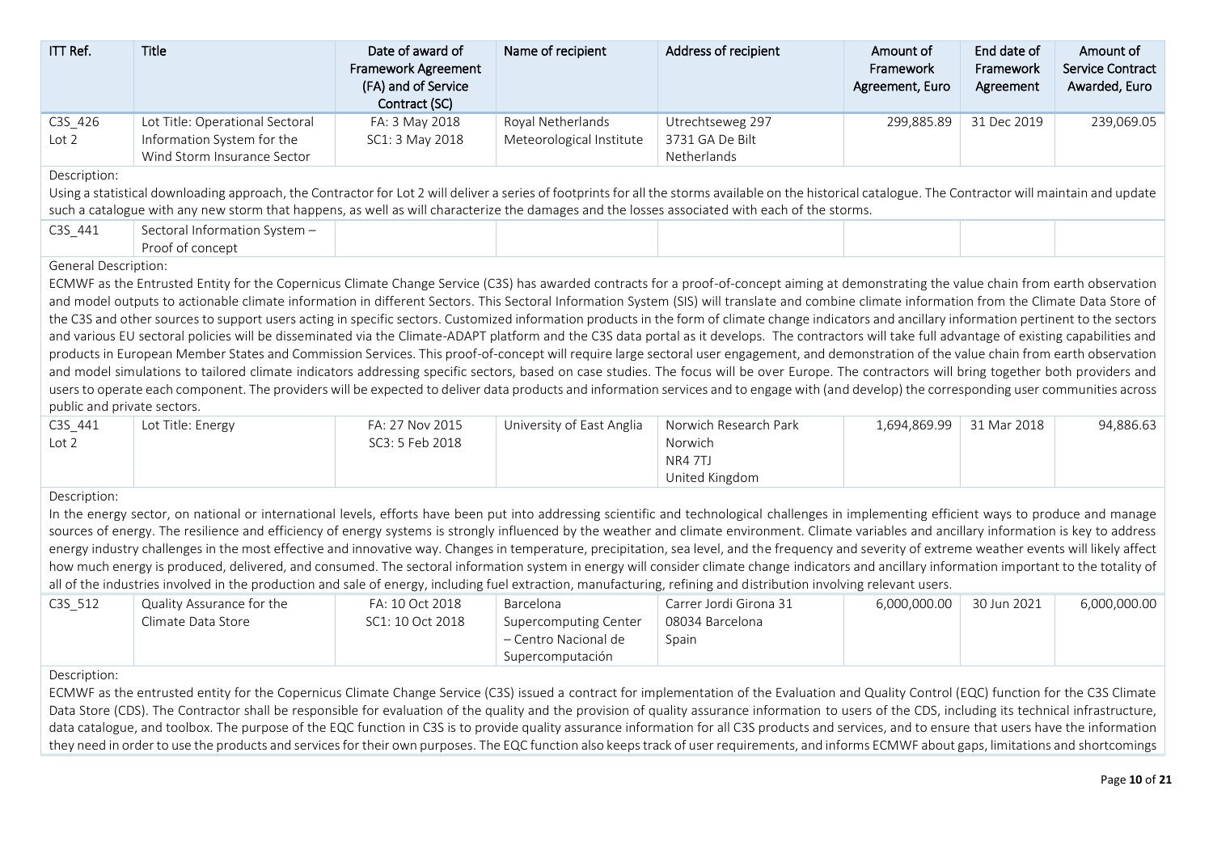| ITT Ref. | Title | Date of award of Framework Agreement (FA) and of Service Contract (SC) | Name of recipient | Address of recipient | Amount of Framework Agreement, Euro | End date of Framework Agreement | Amount of Service Contract Awarded, Euro |
|---|---|---|---|---|---|---|---|
| C3S_426 Lot 2 | Lot Title: Operational Sectoral Information System for the Wind Storm Insurance Sector | FA: 3 May 2018 SC1: 3 May 2018 | Royal Netherlands Meteorological Institute | Utrechtseweg 297 3731 GA De Bilt Netherlands | 299,885.89 | 31 Dec 2019 | 239,069.05 |

Description:

Using a statistical downloading approach, the Contractor for Lot 2 will deliver a series of footprints for all the storms available on the historical catalogue. The Contractor will maintain and update such a catalogue with any new storm that happens, as well as will characterize the damages and the losses associated with each of the storms.

| ITT Ref. | Title | Date of award of Framework Agreement (FA) and of Service Contract (SC) | Name of recipient | Address of recipient | Amount of Framework Agreement, Euro | End date of Framework Agreement | Amount of Service Contract Awarded, Euro |
|---|---|---|---|---|---|---|---|
| C3S_441 | Sectoral Information System – Proof of concept | | | | | | |

General Description:

ECMWF as the Entrusted Entity for the Copernicus Climate Change Service (C3S) has awarded contracts for a proof-of-concept aiming at demonstrating the value chain from earth observation and model outputs to actionable climate information in different Sectors. This Sectoral Information System (SIS) will translate and combine climate information from the Climate Data Store of the C3S and other sources to support users acting in specific sectors. Customized information products in the form of climate change indicators and ancillary information pertinent to the sectors and various EU sectoral policies will be disseminated via the Climate-ADAPT platform and the C3S data portal as it develops. The contractors will take full advantage of existing capabilities and products in European Member States and Commission Services. This proof-of-concept will require large sectoral user engagement, and demonstration of the value chain from earth observation and model simulations to tailored climate indicators addressing specific sectors, based on case studies. The focus will be over Europe. The contractors will bring together both providers and users to operate each component. The providers will be expected to deliver data products and information services and to engage with (and develop) the corresponding user communities across public and private sectors.

| ITT Ref. | Title | Date of award of Framework Agreement (FA) and of Service Contract (SC) | Name of recipient | Address of recipient | Amount of Framework Agreement, Euro | End date of Framework Agreement | Amount of Service Contract Awarded, Euro |
|---|---|---|---|---|---|---|---|
| C3S_441 Lot 2 | Lot Title: Energy | FA: 27 Nov 2015 SC3: 5 Feb 2018 | University of East Anglia | Norwich Research Park Norwich NR4 7TJ United Kingdom | 1,694,869.99 | 31 Mar 2018 | 94,886.63 |

Description:

In the energy sector, on national or international levels, efforts have been put into addressing scientific and technological challenges in implementing efficient ways to produce and manage sources of energy. The resilience and efficiency of energy systems is strongly influenced by the weather and climate environment. Climate variables and ancillary information is key to address energy industry challenges in the most effective and innovative way. Changes in temperature, precipitation, sea level, and the frequency and severity of extreme weather events will likely affect how much energy is produced, delivered, and consumed. The sectoral information system in energy will consider climate change indicators and ancillary information important to the totality of all of the industries involved in the production and sale of energy, including fuel extraction, manufacturing, refining and distribution involving relevant users.

| ITT Ref. | Title | Date of award of Framework Agreement (FA) and of Service Contract (SC) | Name of recipient | Address of recipient | Amount of Framework Agreement, Euro | End date of Framework Agreement | Amount of Service Contract Awarded, Euro |
|---|---|---|---|---|---|---|---|
| C3S_512 | Quality Assurance for the Climate Data Store | FA: 10 Oct 2018 SC1: 10 Oct 2018 | Barcelona Supercomputing Center – Centro Nacional de Supercomputación | Carrer Jordi Girona 31 08034 Barcelona Spain | 6,000,000.00 | 30 Jun 2021 | 6,000,000.00 |

Description:

ECMWF as the entrusted entity for the Copernicus Climate Change Service (C3S) issued a contract for implementation of the Evaluation and Quality Control (EQC) function for the C3S Climate Data Store (CDS). The Contractor shall be responsible for evaluation of the quality and the provision of quality assurance information to users of the CDS, including its technical infrastructure, data catalogue, and toolbox. The purpose of the EQC function in C3S is to provide quality assurance information for all C3S products and services, and to ensure that users have the information they need in order to use the products and services for their own purposes. The EQC function also keeps track of user requirements, and informs ECMWF about gaps, limitations and shortcomings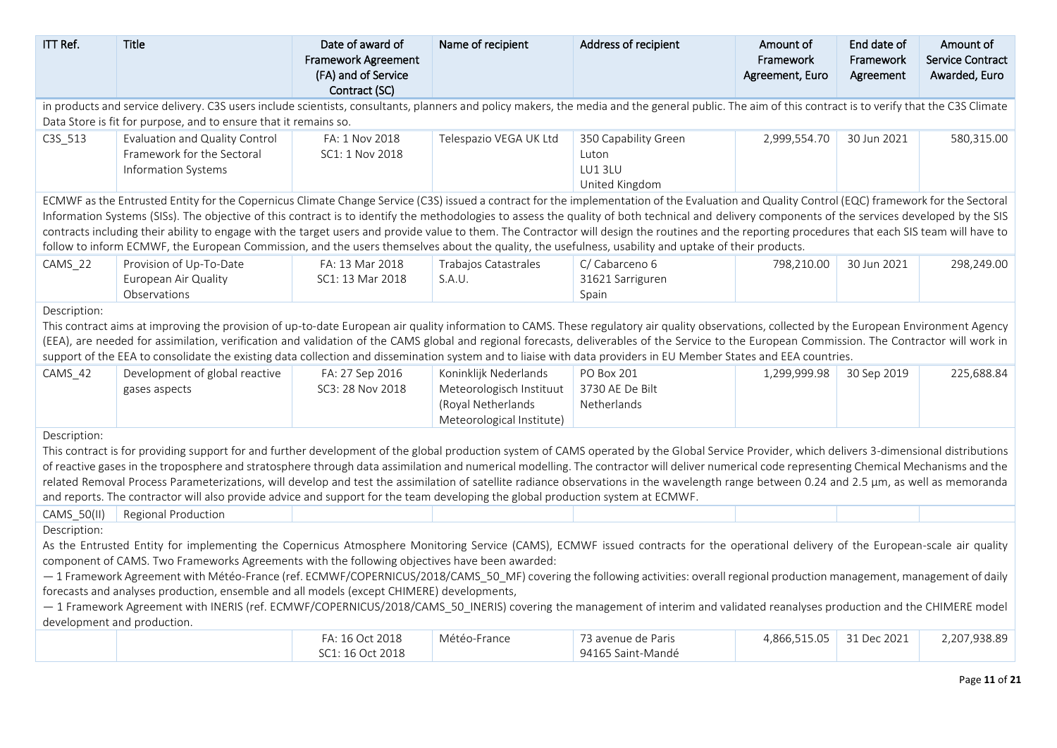| ITT Ref. | Title | Date of award of Framework Agreement (FA) and of Service Contract (SC) | Name of recipient | Address of recipient | Amount of Framework Agreement, Euro | End date of Framework Agreement | Amount of Service Contract Awarded, Euro |
|---|---|---|---|---|---|---|---|
| in products and service delivery. C3S users include scientists, consultants, planners and policy makers, the media and the general public. The aim of this contract is to verify that the C3S Climate Data Store is fit for purpose, and to ensure that it remains so. | | | | | | | |
| C3S_513 | Evaluation and Quality Control Framework for the Sectoral Information Systems | FA: 1 Nov 2018<br>SC1: 1 Nov 2018 | Telespazio VEGA UK Ltd | 350 Capability Green<br>Luton<br>LU1 3LU<br>United Kingdom | 2,999,554.70 | 30 Jun 2021 | 580,315.00 |
| ECMWF as the Entrusted Entity for the Copernicus Climate Change Service (C3S) issued a contract for the implementation of the Evaluation and Quality Control (EQC) framework for the Sectoral Information Systems (SISs). The objective of this contract is to identify the methodologies to assess the quality of both technical and delivery components of the services developed by the SIS contracts including their ability to engage with the target users and provide value to them. The Contractor will design the routines and the reporting procedures that each SIS team will have to follow to inform ECMWF, the European Commission, and the users themselves about the quality, the usefulness, usability and uptake of their products. | | | | | | | |
| CAMS_22 | Provision of Up-To-Date European Air Quality Observations | FA: 13 Mar 2018<br>SC1: 13 Mar 2018 | Trabajos Catastrales S.A.U. | C/ Cabarceno 6<br>31621 Sarriguren<br>Spain | 798,210.00 | 30 Jun 2021 | 298,249.00 |
| Description:<br>This contract aims at improving the provision of up-to-date European air quality information to CAMS. These regulatory air quality observations, collected by the European Environment Agency (EEA), are needed for assimilation, verification and validation of the CAMS global and regional forecasts, deliverables of the Service to the European Commission. The Contractor will work in support of the EEA to consolidate the existing data collection and dissemination system and to liaise with data providers in EU Member States and EEA countries. | | | | | | | |
| CAMS_42 | Development of global reactive gases aspects | FA: 27 Sep 2016<br>SC3: 28 Nov 2018 | Koninklijk Nederlands Meteorologisch Instituut (Royal Netherlands Meteorological Institute) | PO Box 201<br>3730 AE De Bilt<br>Netherlands | 1,299,999.98 | 30 Sep 2019 | 225,688.84 |
| Description:<br>This contract is for providing support for and further development of the global production system of CAMS operated by the Global Service Provider, which delivers 3-dimensional distributions of reactive gases in the troposphere and stratosphere through data assimilation and numerical modelling. The contractor will deliver numerical code representing Chemical Mechanisms and the related Removal Process Parameterizations, will develop and test the assimilation of satellite radiance observations in the wavelength range between 0.24 and 2.5 µm, as well as memoranda and reports. The contractor will also provide advice and support for the team developing the global production system at ECMWF. | | | | | | | |
| CAMS_50(II) | Regional Production | | | | | | |
| Description:<br>As the Entrusted Entity for implementing the Copernicus Atmosphere Monitoring Service (CAMS), ECMWF issued contracts for the operational delivery of the European-scale air quality component of CAMS. Two Frameworks Agreements with the following objectives have been awarded:<br>— 1 Framework Agreement with Météo-France (ref. ECMWF/COPERNICUS/2018/CAMS_50_MF) covering the following activities: overall regional production management, management of daily forecasts and analyses production, ensemble and all models (except CHIMERE) developments,<br>— 1 Framework Agreement with INERIS (ref. ECMWF/COPERNICUS/2018/CAMS_50_INERIS) covering the management of interim and validated reanalyses production and the CHIMERE model development and production. | | | | | | | |
| | | FA: 16 Oct 2018<br>SC1: 16 Oct 2018 | Météo-France | 73 avenue de Paris<br>94165 Saint-Mandé | 4,866,515.05 | 31 Dec 2021 | 2,207,938.89 |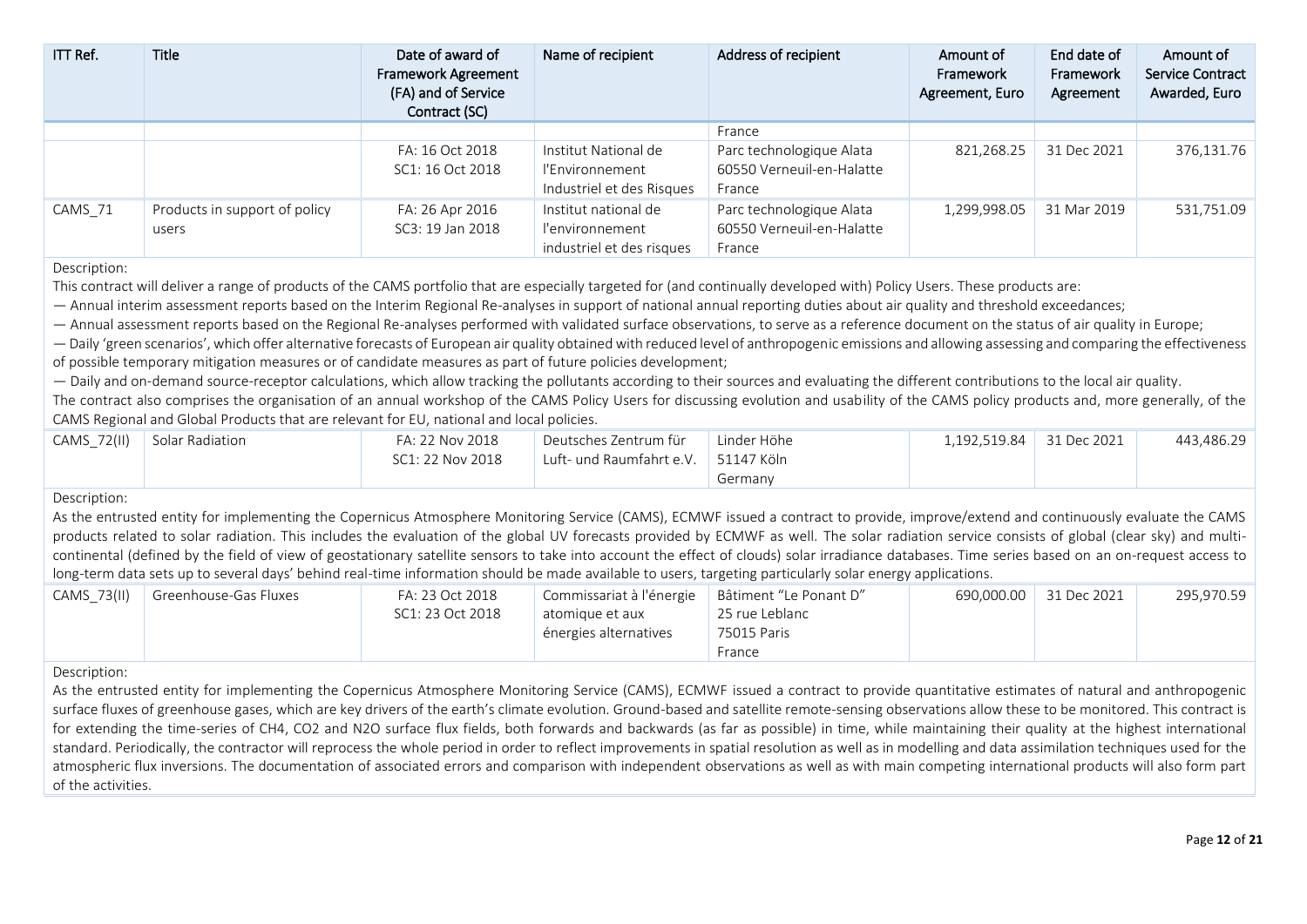| ITT Ref. | Title | Date of award of Framework Agreement (FA) and of Service Contract (SC) | Name of recipient | Address of recipient | Amount of Framework Agreement, Euro | End date of Framework Agreement | Amount of Service Contract Awarded, Euro |
|---|---|---|---|---|---|---|---|
| | | | | France | | | |
| | | FA: 16 Oct 2018<br>SC1: 16 Oct 2018 | Institut National de l'Environnement Industriel et des Risques | Parc technologique Alata<br>60550 Verneuil-en-Halatte<br>France | 821,268.25 | 31 Dec 2021 | 376,131.76 |
| CAMS_71 | Products in support of policy users | FA: 26 Apr 2016<br>SC3: 19 Jan 2018 | Institut national de l'environnement industriel et des risques | Parc technologique Alata<br>60550 Verneuil-en-Halatte<br>France | 1,299,998.05 | 31 Mar 2019 | 531,751.09 |

Description:

This contract will deliver a range of products of the CAMS portfolio that are especially targeted for (and continually developed with) Policy Users. These products are:

— Annual interim assessment reports based on the Interim Regional Re-analyses in support of national annual reporting duties about air quality and threshold exceedances;

— Annual assessment reports based on the Regional Re-analyses performed with validated surface observations, to serve as a reference document on the status of air quality in Europe;

— Daily 'green scenarios', which offer alternative forecasts of European air quality obtained with reduced level of anthropogenic emissions and allowing assessing and comparing the effectiveness of possible temporary mitigation measures or of candidate measures as part of future policies development;

— Daily and on-demand source-receptor calculations, which allow tracking the pollutants according to their sources and evaluating the different contributions to the local air quality.

The contract also comprises the organisation of an annual workshop of the CAMS Policy Users for discussing evolution and usability of the CAMS policy products and, more generally, of the CAMS Regional and Global Products that are relevant for EU, national and local policies.

| ITT Ref. | Title | Date of award of Framework Agreement (FA) and of Service Contract (SC) | Name of recipient | Address of recipient | Amount of Framework Agreement, Euro | End date of Framework Agreement | Amount of Service Contract Awarded, Euro |
|---|---|---|---|---|---|---|---|
| CAMS_72(II) | Solar Radiation | FA: 22 Nov 2018<br>SC1: 22 Nov 2018 | Deutsches Zentrum für Luft- und Raumfahrt e.V. | Linder Höhe<br>51147 Köln<br>Germany | 1,192,519.84 | 31 Dec 2021 | 443,486.29 |

Description:

As the entrusted entity for implementing the Copernicus Atmosphere Monitoring Service (CAMS), ECMWF issued a contract to provide, improve/extend and continuously evaluate the CAMS products related to solar radiation. This includes the evaluation of the global UV forecasts provided by ECMWF as well. The solar radiation service consists of global (clear sky) and multi-continental (defined by the field of view of geostationary satellite sensors to take into account the effect of clouds) solar irradiance databases. Time series based on an on-request access to long-term data sets up to several days' behind real-time information should be made available to users, targeting particularly solar energy applications.

| ITT Ref. | Title | Date of award of Framework Agreement (FA) and of Service Contract (SC) | Name of recipient | Address of recipient | Amount of Framework Agreement, Euro | End date of Framework Agreement | Amount of Service Contract Awarded, Euro |
|---|---|---|---|---|---|---|---|
| CAMS_73(II) | Greenhouse-Gas Fluxes | FA: 23 Oct 2018<br>SC1: 23 Oct 2018 | Commissariat à l'énergie atomique et aux énergies alternatives | Bâtiment "Le Ponant D"<br>25 rue Leblanc<br>75015 Paris<br>France | 690,000.00 | 31 Dec 2021 | 295,970.59 |

Description:

As the entrusted entity for implementing the Copernicus Atmosphere Monitoring Service (CAMS), ECMWF issued a contract to provide quantitative estimates of natural and anthropogenic surface fluxes of greenhouse gases, which are key drivers of the earth's climate evolution. Ground-based and satellite remote-sensing observations allow these to be monitored. This contract is for extending the time-series of $CH_4$, $CO_2$ and $N_2O$ surface flux fields, both forwards and backwards (as far as possible) in time, while maintaining their quality at the highest international standard. Periodically, the contractor will reprocess the whole period in order to reflect improvements in spatial resolution as well as in modelling and data assimilation techniques used for the atmospheric flux inversions. The documentation of associated errors and comparison with independent observations as well as with main competing international products will also form part of the activities.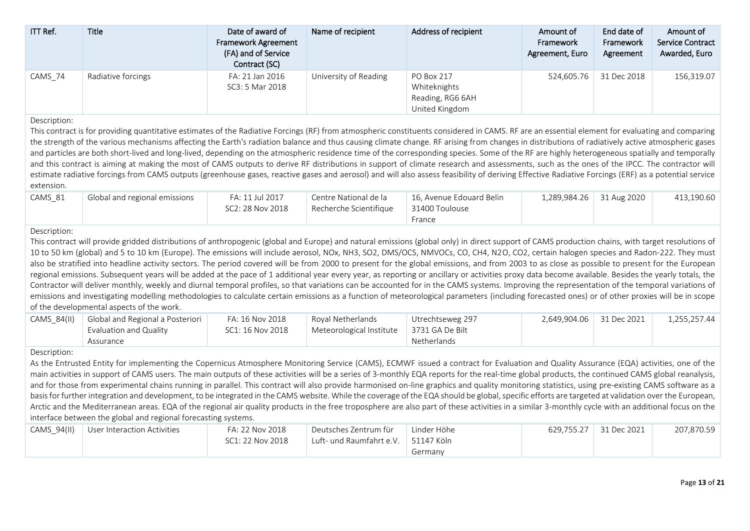| ITT Ref. | Title | Date of award of Framework Agreement (FA) and of Service Contract (SC) | Name of recipient | Address of recipient | Amount of Framework Agreement, Euro | End date of Framework Agreement | Amount of Service Contract Awarded, Euro |
|---|---|---|---|---|---|---|---|
| CAMS_74 | Radiative forcings | FA: 21 Jan 2016<br>SC3: 5 Mar 2018 | University of Reading | PO Box 217<br>Whiteknights<br>Reading, RG6 6AH<br>United Kingdom | 524,605.76 | 31 Dec 2018 | 156,319.07 |

Description:

This contract is for providing quantitative estimates of the Radiative Forcings (RF) from atmospheric constituents considered in CAMS. RF are an essential element for evaluating and comparing the strength of the various mechanisms affecting the Earth's radiation balance and thus causing climate change. RF arising from changes in distributions of radiatively active atmospheric gases and particles are both short-lived and long-lived, depending on the atmospheric residence time of the corresponding species. Some of the RF are highly heterogeneous spatially and temporally and this contract is aiming at making the most of CAMS outputs to derive RF distributions in support of climate research and assessments, such as the ones of the IPCC. The contractor will estimate radiative forcings from CAMS outputs (greenhouse gases, reactive gases and aerosol) and will also assess feasibility of deriving Effective Radiative Forcings (ERF) as a potential service extension.

| ITT Ref. | Title | Date of award of Framework Agreement (FA) and of Service Contract (SC) | Name of recipient | Address of recipient | Amount of Framework Agreement, Euro | End date of Framework Agreement | Amount of Service Contract Awarded, Euro |
|---|---|---|---|---|---|---|---|
| CAMS_81 | Global and regional emissions | FA: 11 Jul 2017<br>SC2: 28 Nov 2018 | Centre National de la Recherche Scientifique | 16, Avenue Edouard Belin<br>31400 Toulouse<br>France | 1,289,984.26 | 31 Aug 2020 | 413,190.60 |

Description:

This contract will provide gridded distributions of anthropogenic (global and Europe) and natural emissions (global only) in direct support of CAMS production chains, with target resolutions of 10 to 50 km (global) and 5 to 10 km (Europe). The emissions will include aerosol, $NO_x$, $NH_3$, $SO_2$, DMS/OCS, NMVOCs, CO, $CH_4$, $N_2O$, $CO_2$, certain halogen species and Radon-222. They must also be stratified into headline activity sectors. The period covered will be from 2000 to present for the global emissions, and from 2003 to as close as possible to present for the European regional emissions. Subsequent years will be added at the pace of 1 additional year every year, as reporting or ancillary or activities proxy data become available. Besides the yearly totals, the Contractor will deliver monthly, weekly and diurnal temporal profiles, so that variations can be accounted for in the CAMS systems. Improving the representation of the temporal variations of emissions and investigating modelling methodologies to calculate certain emissions as a function of meteorological parameters (including forecasted ones) or of other proxies will be in scope of the developmental aspects of the work.

| ITT Ref. | Title | Date of award of Framework Agreement (FA) and of Service Contract (SC) | Name of recipient | Address of recipient | Amount of Framework Agreement, Euro | End date of Framework Agreement | Amount of Service Contract Awarded, Euro |
|---|---|---|---|---|---|---|---|
| CAMS_84(II) | Global and Regional a Posteriori Evaluation and Quality Assurance | FA: 16 Nov 2018<br>SC1: 16 Nov 2018 | Royal Netherlands Meteorological Institute | Utrechtseweg 297<br>3731 GA De Bilt<br>Netherlands | 2,649,904.06 | 31 Dec 2021 | 1,255,257.44 |

Description:

As the Entrusted Entity for implementing the Copernicus Atmosphere Monitoring Service (CAMS), ECMWF issued a contract for Evaluation and Quality Assurance (EQA) activities, one of the main activities in support of CAMS users. The main outputs of these activities will be a series of 3-monthly EQA reports for the real-time global products, the continued CAMS global reanalysis, and for those from experimental chains running in parallel. This contract will also provide harmonised on-line graphics and quality monitoring statistics, using pre-existing CAMS software as a basis for further integration and development, to be integrated in the CAMS website. While the coverage of the EQA should be global, specific efforts are targeted at validation over the European, Arctic and the Mediterranean areas. EQA of the regional air quality products in the free troposphere are also part of these activities in a similar 3-monthly cycle with an additional focus on the interface between the global and regional forecasting systems.

| ITT Ref. | Title | Date of award of Framework Agreement (FA) and of Service Contract (SC) | Name of recipient | Address of recipient | Amount of Framework Agreement, Euro | End date of Framework Agreement | Amount of Service Contract Awarded, Euro |
|---|---|---|---|---|---|---|---|
| CAMS_94(II) | User Interaction Activities | FA: 22 Nov 2018<br>SC1: 22 Nov 2018 | Deutsches Zentrum für Luft- und Raumfahrt e.V. | Linder Höhe<br>51147 Köln<br>Germany | 629,755.27 | 31 Dec 2021 | 207,870.59 |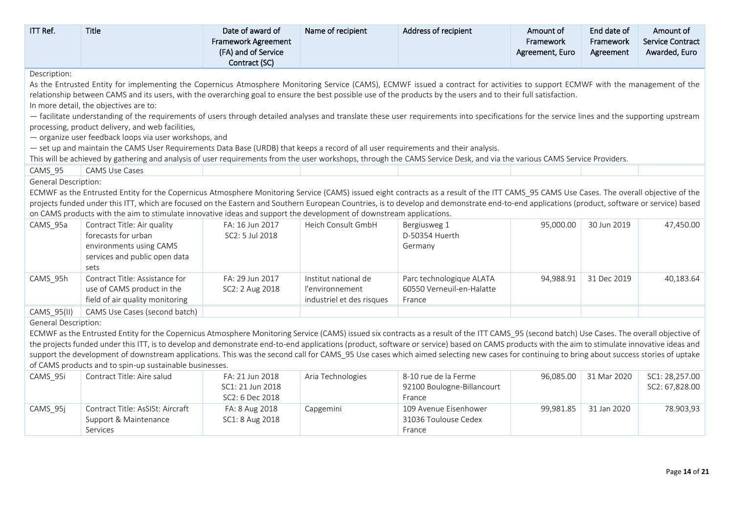| ITT Ref. | Title | Date of award of Framework Agreement (FA) and of Service Contract (SC) | Name of recipient | Address of recipient | Amount of Framework Agreement, Euro | End date of Framework Agreement | Amount of Service Contract Awarded, Euro |
|---|---|---|---|---|---|---|---|

Description:

As the Entrusted Entity for implementing the Copernicus Atmosphere Monitoring Service (CAMS), ECMWF issued a contract for activities to support ECMWF with the management of the relationship between CAMS and its users, with the overarching goal to ensure the best possible use of the products by the users and to their full satisfaction.

In more detail, the objectives are to:

— facilitate understanding of the requirements of users through detailed analyses and translate these user requirements into specifications for the service lines and the supporting upstream processing, product delivery, and web facilities,

— organize user feedback loops via user workshops, and

— set up and maintain the CAMS User Requirements Data Base (URDB) that keeps a record of all user requirements and their analysis.

This will be achieved by gathering and analysis of user requirements from the user workshops, through the CAMS Service Desk, and via the various CAMS Service Providers.

| ITT Ref. | Title | Date of award of Framework Agreement (FA) and of Service Contract (SC) | Name of recipient | Address of recipient | Amount of Framework Agreement, Euro | End date of Framework Agreement | Amount of Service Contract Awarded, Euro |
|---|---|---|---|---|---|---|---|
| CAMS_95 | CAMS Use Cases | | | | | | |

General Description:

ECMWF as the Entrusted Entity for the Copernicus Atmosphere Monitoring Service (CAMS) issued eight contracts as a result of the ITT CAMS_95 CAMS Use Cases. The overall objective of the projects funded under this ITT, which are focused on the Eastern and Southern European Countries, is to develop and demonstrate end-to-end applications (product, software or service) based on CAMS products with the aim to stimulate innovative ideas and support the development of downstream applications.

| ITT Ref. | Title | Date of award of Framework Agreement (FA) and of Service Contract (SC) | Name of recipient | Address of recipient | Amount of Framework Agreement, Euro | End date of Framework Agreement | Amount of Service Contract Awarded, Euro |
|---|---|---|---|---|---|---|---|
| CAMS_95a | Contract Title: Air quality forecasts for urban environments using CAMS services and public open data sets | FA: 16 Jun 2017<br>SC2: 5 Jul 2018 | Heich Consult GmbH | Bergiusweg 1<br>D-50354 Huerth<br>Germany | 95,000.00 | 30 Jun 2019 | 47,450.00 |
| CAMS_95h | Contract Title: Assistance for use of CAMS product in the field of air quality monitoring | FA: 29 Jun 2017<br>SC2: 2 Aug 2018 | Institut national de l'environnement industriel et des risques | Parc technologique ALATA<br>60550 Verneuil-en-Halatte<br>France | 94,988.91 | 31 Dec 2019 | 40,183.64 |
| CAMS_95(II) | CAMS Use Cases (second batch) | | | | | | |

General Description:

ECMWF as the Entrusted Entity for the Copernicus Atmosphere Monitoring Service (CAMS) issued six contracts as a result of the ITT CAMS_95 (second batch) Use Cases. The overall objective of the projects funded under this ITT, is to develop and demonstrate end-to-end applications (product, software or service) based on CAMS products with the aim to stimulate innovative ideas and support the development of downstream applications. This was the second call for CAMS_95 Use cases which aimed selecting new cases for continuing to bring about success stories of uptake of CAMS products and to spin-up sustainable businesses.

| ITT Ref. | Title | Date of award of Framework Agreement (FA) and of Service Contract (SC) | Name of recipient | Address of recipient | Amount of Framework Agreement, Euro | End date of Framework Agreement | Amount of Service Contract Awarded, Euro |
|---|---|---|---|---|---|---|---|
| CAMS_95i | Contract Title: Aire salud | FA: 21 Jun 2018<br>SC1: 21 Jun 2018<br>SC2: 6 Dec 2018 | Aria Technologies | 8-10 rue de la Ferme<br>92100 Boulogne-Billancourt<br>France | 96,085.00 | 31 Mar 2020 | SC1: 28,257.00<br>SC2: 67,828.00 |
| CAMS_95j | Contract Title: AsSISt: Aircraft Support & Maintenance Services | FA: 8 Aug 2018<br>SC1: 8 Aug 2018 | Capgemini | 109 Avenue Eisenhower<br>31036 Toulouse Cedex<br>France | 99,981.85 | 31 Jan 2020 | 78.903,93 |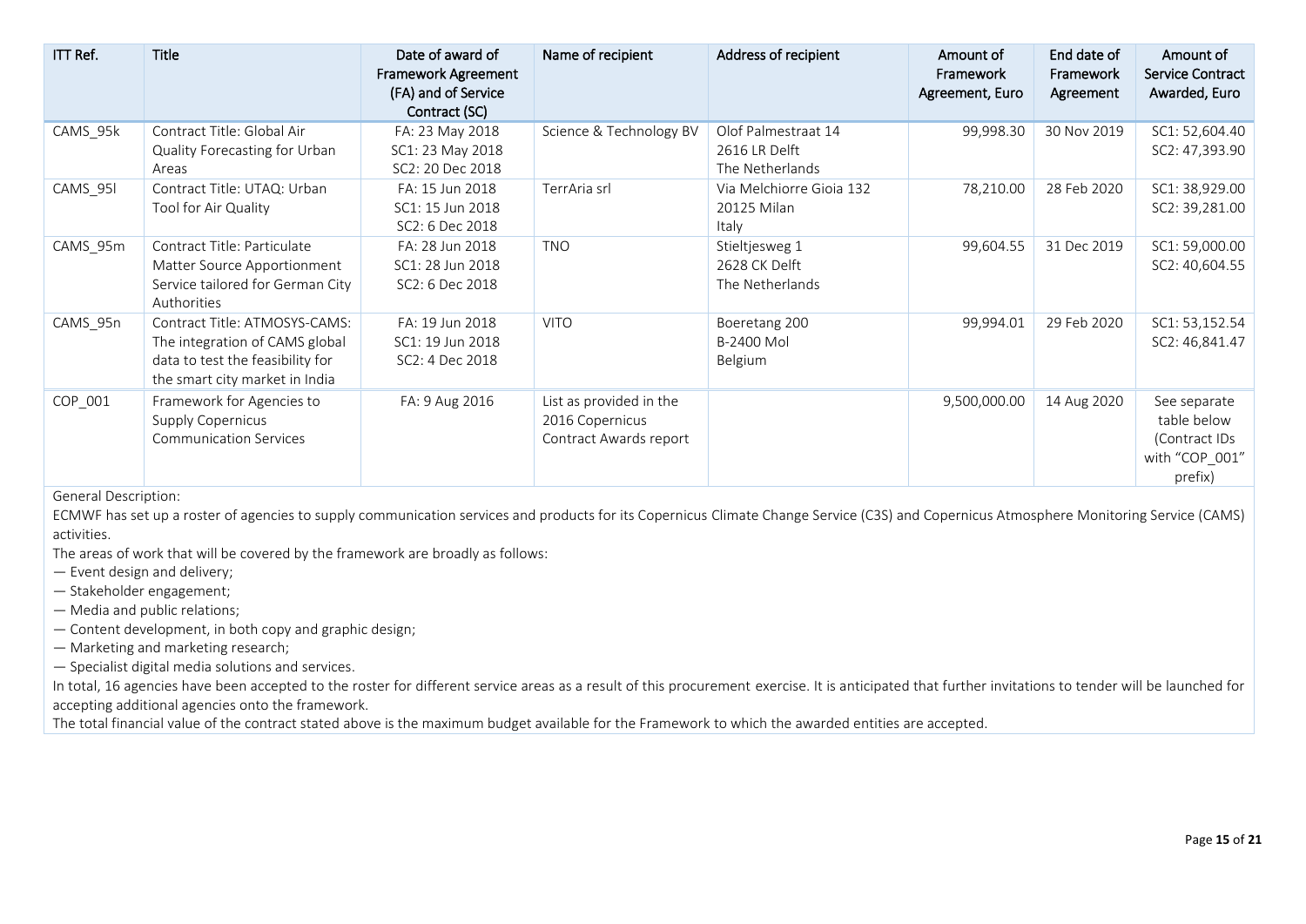| ITT Ref. | Title | Date of award of Framework Agreement (FA) and of Service Contract (SC) | Name of recipient | Address of recipient | Amount of Framework Agreement, Euro | End date of Framework Agreement | Amount of Service Contract Awarded, Euro |
|---|---|---|---|---|---|---|---|
| CAMS_95k | Contract Title: Global Air Quality Forecasting for Urban Areas | FA: 23 May 2018<br>SC1: 23 May 2018<br>SC2: 20 Dec 2018 | Science & Technology BV | Olof Palmestraat 14<br>2616 LR Delft<br>The Netherlands | 99,998.30 | 30 Nov 2019 | SC1: 52,604.40<br>SC2: 47,393.90 |
| CAMS_95l | Contract Title: UTAQ: Urban Tool for Air Quality | FA: 15 Jun 2018<br>SC1: 15 Jun 2018<br>SC2: 6 Dec 2018 | TerrAria srl | Via Melchiorre Gioia 132<br>20125 Milan<br>Italy | 78,210.00 | 28 Feb 2020 | SC1: 38,929.00<br>SC2: 39,281.00 |
| CAMS_95m | Contract Title: Particulate Matter Source Apportionment Service tailored for German City Authorities | FA: 28 Jun 2018<br>SC1: 28 Jun 2018<br>SC2: 6 Dec 2018 | TNO | Stieltjesweg 1<br>2628 CK Delft<br>The Netherlands | 99,604.55 | 31 Dec 2019 | SC1: 59,000.00<br>SC2: 40,604.55 |
| CAMS_95n | Contract Title: ATMOSYS-CAMS: The integration of CAMS global data to test the feasibility for the smart city market in India | FA: 19 Jun 2018<br>SC1: 19 Jun 2018<br>SC2: 4 Dec 2018 | VITO | Boeretang 200<br>B-2400 Mol<br>Belgium | 99,994.01 | 29 Feb 2020 | SC1: 53,152.54<br>SC2: 46,841.47 |
| COP_001 | Framework for Agencies to Supply Copernicus Communication Services | FA: 9 Aug 2016 | List as provided in the 2016 Copernicus Contract Awards report | | 9,500,000.00 | 14 Aug 2020 | See separate table below (Contract IDs with "COP_001" prefix) |

General Description:

ECMWF has set up a roster of agencies to supply communication services and products for its Copernicus Climate Change Service (C3S) and Copernicus Atmosphere Monitoring Service (CAMS) activities.

The areas of work that will be covered by the framework are broadly as follows:

— Event design and delivery;
— Stakeholder engagement;
— Media and public relations;
— Content development, in both copy and graphic design;
— Marketing and marketing research;
— Specialist digital media solutions and services.

In total, 16 agencies have been accepted to the roster for different service areas as a result of this procurement exercise. It is anticipated that further invitations to tender will be launched for accepting additional agencies onto the framework.

The total financial value of the contract stated above is the maximum budget available for the Framework to which the awarded entities are accepted.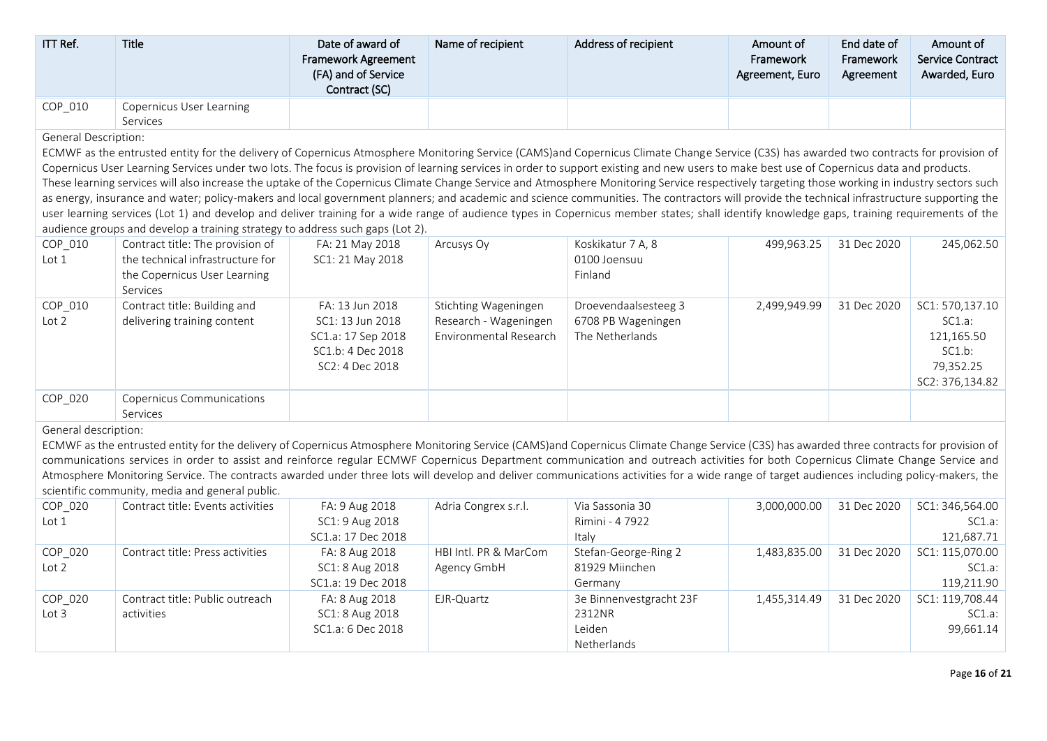| ITT Ref. | Title | Date of award of Framework Agreement (FA) and of Service Contract (SC) | Name of recipient | Address of recipient | Amount of Framework Agreement, Euro | End date of Framework Agreement | Amount of Service Contract Awarded, Euro |
|---|---|---|---|---|---|---|---|
| COP_010 | Copernicus User Learning Services | | | | | | |
| General Description: ECMWF as the entrusted entity for the delivery of Copernicus Atmosphere Monitoring Service (CAMS)and Copernicus Climate Change Service (C3S) has awarded two contracts for provision of Copernicus User Learning Services under two lots. The focus is provision of learning services in order to support existing and new users to make best use of Copernicus data and products. These learning services will also increase the uptake of the Copernicus Climate Change Service and Atmosphere Monitoring Service respectively targeting those working in industry sectors such as energy, insurance and water; policy-makers and local government planners; and academic and science communities. The contractors will provide the technical infrastructure supporting the user learning services (Lot 1) and develop and deliver training for a wide range of audience types in Copernicus member states; shall identify knowledge gaps, training requirements of the audience groups and develop a training strategy to address such gaps (Lot 2). | | | | | | | |
| COP_010 Lot 1 | Contract title: The provision of the technical infrastructure for the Copernicus User Learning Services | FA: 21 May 2018<br>SC1: 21 May 2018 | Arcusys Oy | Koskikatur 7 A, 8<br>0100 Joensuu<br>Finland | 499,963.25 | 31 Dec 2020 | 245,062.50 |
| COP_010 Lot 2 | Contract title: Building and delivering training content | FA: 13 Jun 2018<br>SC1: 13 Jun 2018<br>SC1.a: 17 Sep 2018<br>SC1.b: 4 Dec 2018<br>SC2: 4 Dec 2018 | Stichting Wageningen Research - Wageningen Environmental Research | Droevendaalsesteeg 3<br>6708 PB Wageningen<br>The Netherlands | 2,499,949.99 | 31 Dec 2020 | SC1: 570,137.10<br>SC1.a: 121,165.50<br>SC1.b: 79,352.25<br>SC2: 376,134.82 |
| COP_020 | Copernicus Communications Services | | | | | | |
| General description: ECMWF as the entrusted entity for the delivery of Copernicus Atmosphere Monitoring Service (CAMS)and Copernicus Climate Change Service (C3S) has awarded three contracts for provision of communications services in order to assist and reinforce regular ECMWF Copernicus Department communication and outreach activities for both Copernicus Climate Change Service and Atmosphere Monitoring Service. The contracts awarded under three lots will develop and deliver communications activities for a wide range of target audiences including policy-makers, the scientific community, media and general public. | | | | | | | |
| COP_020 Lot 1 | Contract title: Events activities | FA: 9 Aug 2018<br>SC1: 9 Aug 2018<br>SC1.a: 17 Dec 2018 | Adria Congrex s.r.l. | Via Sassonia 30<br>Rimini - 4 7922<br>Italy | 3,000,000.00 | 31 Dec 2020 | SC1: 346,564.00<br>SC1.a: 121,687.71 |
| COP_020 Lot 2 | Contract title: Press activities | FA: 8 Aug 2018<br>SC1: 8 Aug 2018<br>SC1.a: 19 Dec 2018 | HBI Intl. PR & MarCom Agency GmbH | Stefan-George-Ring 2<br>81929 Miinchen<br>Germany | 1,483,835.00 | 31 Dec 2020 | SC1: 115,070.00<br>SC1.a: 119,211.90 |
| COP_020 Lot 3 | Contract title: Public outreach activities | FA: 8 Aug 2018<br>SC1: 8 Aug 2018<br>SC1.a: 6 Dec 2018 | EJR-Quartz | 3e Binnenvestgracht 23F<br>2312NR<br>Leiden<br>Netherlands | 1,455,314.49 | 31 Dec 2020 | SC1: 119,708.44<br>SC1.a: 99,661.14 |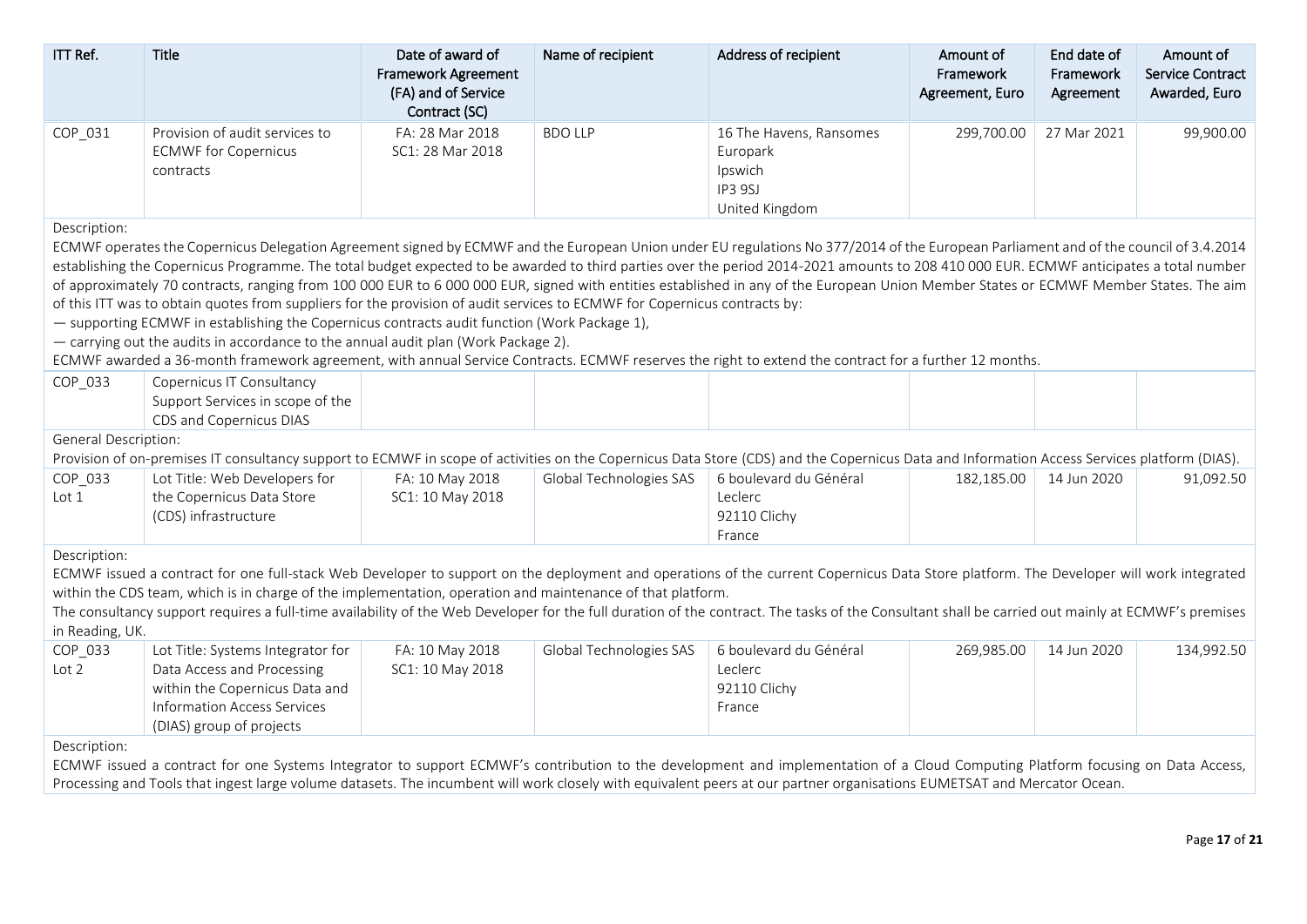| ITT Ref. | Title | Date of award of Framework Agreement (FA) and of Service Contract (SC) | Name of recipient | Address of recipient | Amount of Framework Agreement, Euro | End date of Framework Agreement | Amount of Service Contract Awarded, Euro |
|---|---|---|---|---|---|---|---|
| COP_031 | Provision of audit services to ECMWF for Copernicus contracts | FA: 28 Mar 2018<br>SC1: 28 Mar 2018 | BDO LLP | 16 The Havens, Ransomes Europark<br>Ipswich<br>IP3 9SJ<br>United Kingdom | 299,700.00 | 27 Mar 2021 | 99,900.00 |

Description:

ECMWF operates the Copernicus Delegation Agreement signed by ECMWF and the European Union under EU regulations No 377/2014 of the European Parliament and of the council of 3.4.2014 establishing the Copernicus Programme. The total budget expected to be awarded to third parties over the period 2014-2021 amounts to 208 410 000 EUR. ECMWF anticipates a total number of approximately 70 contracts, ranging from 100 000 EUR to 6 000 000 EUR, signed with entities established in any of the European Union Member States or ECMWF Member States. The aim of this ITT was to obtain quotes from suppliers for the provision of audit services to ECMWF for Copernicus contracts by:

— supporting ECMWF in establishing the Copernicus contracts audit function (Work Package 1),

— carrying out the audits in accordance to the annual audit plan (Work Package 2).

ECMWF awarded a 36-month framework agreement, with annual Service Contracts. ECMWF reserves the right to extend the contract for a further 12 months.

| ITT Ref. | Title | Date of award of Framework Agreement (FA) and of Service Contract (SC) | Name of recipient | Address of recipient | Amount of Framework Agreement, Euro | End date of Framework Agreement | Amount of Service Contract Awarded, Euro |
|---|---|---|---|---|---|---|---|
| COP_033 | Copernicus IT Consultancy Support Services in scope of the CDS and Copernicus DIAS | | | | | | |

General Description:

Provision of on-premises IT consultancy support to ECMWF in scope of activities on the Copernicus Data Store (CDS) and the Copernicus Data and Information Access Services platform (DIAS).

| ITT Ref. | Title | Date of award of Framework Agreement (FA) and of Service Contract (SC) | Name of recipient | Address of recipient | Amount of Framework Agreement, Euro | End date of Framework Agreement | Amount of Service Contract Awarded, Euro |
|---|---|---|---|---|---|---|---|
| COP_033 Lot 1 | Lot Title: Web Developers for the Copernicus Data Store (CDS) infrastructure | FA: 10 May 2018<br>SC1: 10 May 2018 | Global Technologies SAS | 6 boulevard du Général Leclerc<br>92110 Clichy<br>France | 182,185.00 | 14 Jun 2020 | 91,092.50 |

Description:

ECMWF issued a contract for one full-stack Web Developer to support on the deployment and operations of the current Copernicus Data Store platform. The Developer will work integrated within the CDS team, which is in charge of the implementation, operation and maintenance of that platform.

The consultancy support requires a full-time availability of the Web Developer for the full duration of the contract. The tasks of the Consultant shall be carried out mainly at ECMWF's premises in Reading, UK.

| ITT Ref. | Title | Date of award of Framework Agreement (FA) and of Service Contract (SC) | Name of recipient | Address of recipient | Amount of Framework Agreement, Euro | End date of Framework Agreement | Amount of Service Contract Awarded, Euro |
|---|---|---|---|---|---|---|---|
| COP_033 Lot 2 | Lot Title: Systems Integrator for Data Access and Processing within the Copernicus Data and Information Access Services (DIAS) group of projects | FA: 10 May 2018<br>SC1: 10 May 2018 | Global Technologies SAS | 6 boulevard du Général Leclerc<br>92110 Clichy<br>France | 269,985.00 | 14 Jun 2020 | 134,992.50 |

Description:

ECMWF issued a contract for one Systems Integrator to support ECMWF's contribution to the development and implementation of a Cloud Computing Platform focusing on Data Access, Processing and Tools that ingest large volume datasets. The incumbent will work closely with equivalent peers at our partner organisations EUMETSAT and Mercator Ocean.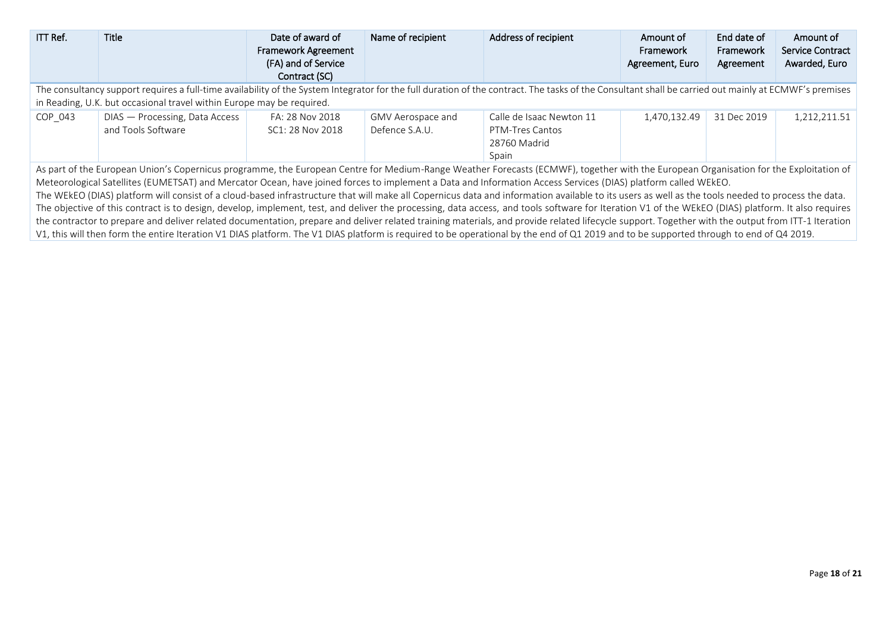| ITT Ref. | Title | Date of award of Framework Agreement (FA) and of Service Contract (SC) | Name of recipient | Address of recipient | Amount of Framework Agreement, Euro | End date of Framework Agreement | Amount of Service Contract Awarded, Euro |
|---|---|---|---|---|---|---|---|
| The consultancy support requires a full-time availability of the System Integrator for the full duration of the contract. The tasks of the Consultant shall be carried out mainly at ECMWF's premises in Reading, U.K. but occasional travel within Europe may be required. | | | | | | | |
| COP_043 | DIAS — Processing, Data Access and Tools Software | FA: 28 Nov 2018<br>SC1: 28 Nov 2018 | GMV Aerospace and Defence S.A.U. | Calle de Isaac Newton 11<br>PTM-Tres Cantos<br>28760 Madrid<br>Spain | 1,470,132.49 | 31 Dec 2019 | 1,212,211.51 |
| As part of the European Union's Copernicus programme, the European Centre for Medium-Range Weather Forecasts (ECMWF), together with the European Organisation for the Exploitation of Meteorological Satellites (EUMETSAT) and Mercator Ocean, have joined forces to implement a Data and Information Access Services (DIAS) platform called WEkEO.<br>The WEkEO (DIAS) platform will consist of a cloud-based infrastructure that will make all Copernicus data and information available to its users as well as the tools needed to process the data.<br>The objective of this contract is to design, develop, implement, test, and deliver the processing, data access, and tools software for Iteration V1 of the WEkEO (DIAS) platform. It also requires the contractor to prepare and deliver related documentation, prepare and deliver related training materials, and provide related lifecycle support. Together with the output from ITT-1 Iteration V1, this will then form the entire Iteration V1 DIAS platform. The V1 DIAS platform is required to be operational by the end of Q1 2019 and to be supported through to end of Q4 2019. | | | | | | | |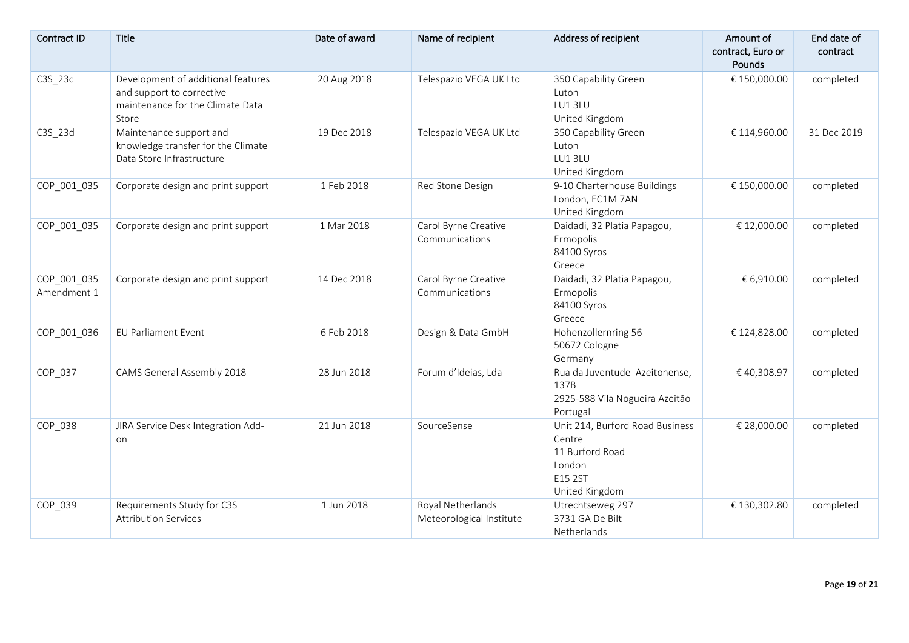| Contract ID | Title | Date of award | Name of recipient | Address of recipient | Amount of contract, Euro or Pounds | End date of contract |
|---|---|---|---|---|---|---|
| C3S_23c | Development of additional features and support to corrective maintenance for the Climate Data Store | 20 Aug 2018 | Telespazio VEGA UK Ltd | 350 Capability Green<br>Luton<br>LU1 3LU<br>United Kingdom | € 150,000.00 | completed |
| C3S_23d | Maintenance support and knowledge transfer for the Climate Data Store Infrastructure | 19 Dec 2018 | Telespazio VEGA UK Ltd | 350 Capability Green<br>Luton<br>LU1 3LU<br>United Kingdom | € 114,960.00 | 31 Dec 2019 |
| COP_001_035 | Corporate design and print support | 1 Feb 2018 | Red Stone Design | 9-10 Charterhouse Buildings<br>London, EC1M 7AN<br>United Kingdom | € 150,000.00 | completed |
| COP_001_035 | Corporate design and print support | 1 Mar 2018 | Carol Byrne Creative Communications | Daidadi, 32 Platia Papagou,<br>Ermopolis<br>84100 Syros<br>Greece | € 12,000.00 | completed |
| COP_001_035 Amendment 1 | Corporate design and print support | 14 Dec 2018 | Carol Byrne Creative Communications | Daidadi, 32 Platia Papagou,<br>Ermopolis<br>84100 Syros<br>Greece | € 6,910.00 | completed |
| COP_001_036 | EU Parliament Event | 6 Feb 2018 | Design & Data GmbH | Hohenzollernring 56<br>50672 Cologne<br>Germany | € 124,828.00 | completed |
| COP_037 | CAMS General Assembly 2018 | 28 Jun 2018 | Forum d'Ideias, Lda | Rua da Juventude Azeitonense, 137B<br>2925-588 Vila Nogueira Azeitão<br>Portugal | € 40,308.97 | completed |
| COP_038 | JIRA Service Desk Integration Add-on | 21 Jun 2018 | SourceSense | Unit 214, Burford Road Business Centre<br>11 Burford Road<br>London<br>E15 2ST<br>United Kingdom | € 28,000.00 | completed |
| COP_039 | Requirements Study for C3S Attribution Services | 1 Jun 2018 | Royal Netherlands Meteorological Institute | Utrechtseweg 297<br>3731 GA De Bilt<br>Netherlands | € 130,302.80 | completed |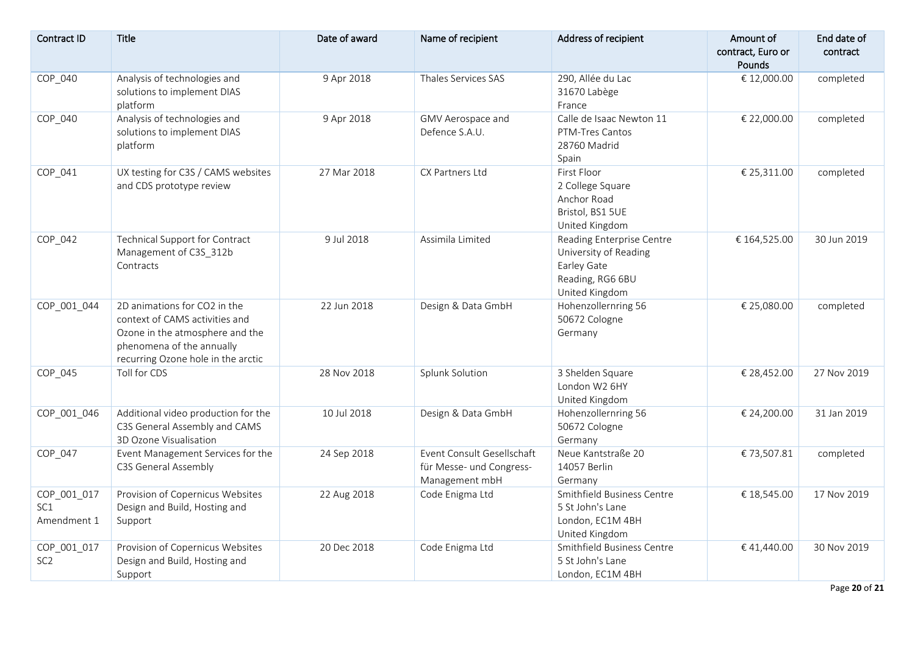| Contract ID | Title | Date of award | Name of recipient | Address of recipient | Amount of contract, Euro or Pounds | End date of contract |
|---|---|---|---|---|---|---|
| COP_040 | Analysis of technologies and solutions to implement DIAS platform | 9 Apr 2018 | Thales Services SAS | 290, Allée du Lac<br>31670 Labège<br>France | € 12,000.00 | completed |
| COP_040 | Analysis of technologies and solutions to implement DIAS platform | 9 Apr 2018 | GMV Aerospace and Defence S.A.U. | Calle de Isaac Newton 11<br>PTM-Tres Cantos<br>28760 Madrid<br>Spain | € 22,000.00 | completed |
| COP_041 | UX testing for C3S / CAMS websites and CDS prototype review | 27 Mar 2018 | CX Partners Ltd | First Floor<br>2 College Square<br>Anchor Road<br>Bristol, BS1 5UE<br>United Kingdom | € 25,311.00 | completed |
| COP_042 | Technical Support for Contract Management of C3S_312b Contracts | 9 Jul 2018 | Assimila Limited | Reading Enterprise Centre<br>University of Reading<br>Earley Gate<br>Reading, RG6 6BU<br>United Kingdom | € 164,525.00 | 30 Jun 2019 |
| COP_001_044 | 2D animations for CO2 in the context of CAMS activities and Ozone in the atmosphere and the phenomena of the annually recurring Ozone hole in the arctic | 22 Jun 2018 | Design & Data GmbH | Hohenzollernring 56<br>50672 Cologne<br>Germany | € 25,080.00 | completed |
| COP_045 | Toll for CDS | 28 Nov 2018 | Splunk Solution | 3 Shelden Square<br>London W2 6HY<br>United Kingdom | € 28,452.00 | 27 Nov 2019 |
| COP_001_046 | Additional video production for the C3S General Assembly and CAMS 3D Ozone Visualisation | 10 Jul 2018 | Design & Data GmbH | Hohenzollernring 56<br>50672 Cologne<br>Germany | € 24,200.00 | 31 Jan 2019 |
| COP_047 | Event Management Services for the C3S General Assembly | 24 Sep 2018 | Event Consult Gesellschaft für Messe- und Congress-Management mbH | Neue Kantstraße 20<br>14057 Berlin<br>Germany | € 73,507.81 | completed |
| COP_001_017 SC1 Amendment 1 | Provision of Copernicus Websites Design and Build, Hosting and Support | 22 Aug 2018 | Code Enigma Ltd | Smithfield Business Centre<br>5 St John's Lane<br>London, EC1M 4BH<br>United Kingdom | € 18,545.00 | 17 Nov 2019 |
| COP_001_017 SC2 | Provision of Copernicus Websites Design and Build, Hosting and Support | 20 Dec 2018 | Code Enigma Ltd | Smithfield Business Centre<br>5 St John's Lane<br>London, EC1M 4BH | € 41,440.00 | 30 Nov 2019 |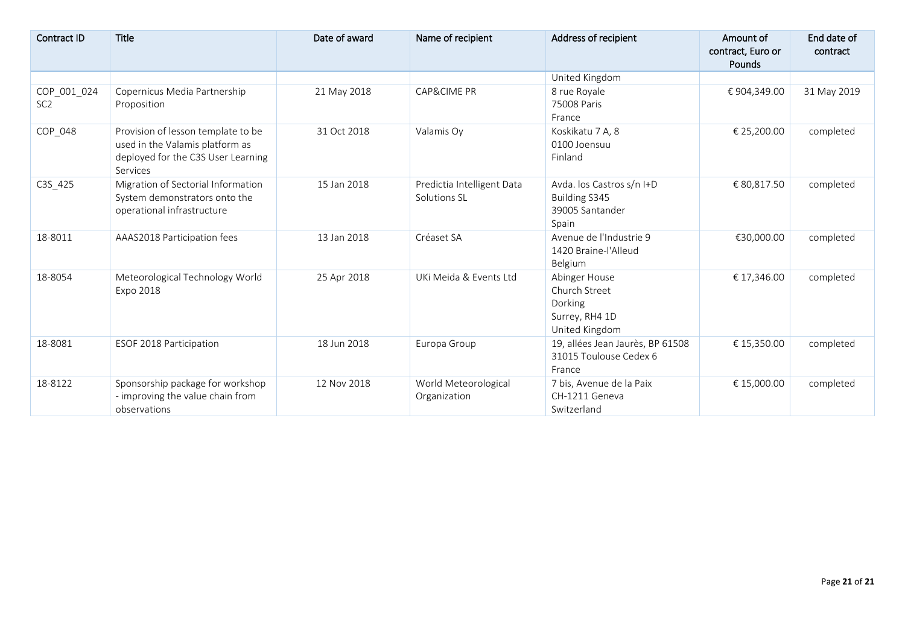| Contract ID | Title | Date of award | Name of recipient | Address of recipient | Amount of contract, Euro or Pounds | End date of contract |
|---|---|---|---|---|---|---|
| | | | | United Kingdom | | |
| COP_001_024 SC2 | Copernicus Media Partnership Proposition | 21 May 2018 | CAP&CIME PR | 8 rue Royale<br>75008 Paris<br>France | € 904,349.00 | 31 May 2019 |
| COP_048 | Provision of lesson template to be used in the Valamis platform as deployed for the C3S User Learning Services | 31 Oct 2018 | Valamis Oy | Koskikatu 7 A, 8<br>0100 Joensuu<br>Finland | € 25,200.00 | completed |
| C3S_425 | Migration of Sectorial Information System demonstrators onto the operational infrastructure | 15 Jan 2018 | Predictia Intelligent Data Solutions SL | Avda. los Castros s/n I+D<br>Building S345<br>39005 Santander<br>Spain | € 80,817.50 | completed |
| 18-8011 | AAAS2018 Participation fees | 13 Jan 2018 | Créaset SA | Avenue de l'Industrie 9<br>1420 Braine-l'Alleud<br>Belgium | €30,000.00 | completed |
| 18-8054 | Meteorological Technology World Expo 2018 | 25 Apr 2018 | UKi Meida & Events Ltd | Abinger House<br>Church Street<br>Dorking<br>Surrey, RH4 1D<br>United Kingdom | € 17,346.00 | completed |
| 18-8081 | ESOF 2018 Participation | 18 Jun 2018 | Europa Group | 19, allées Jean Jaurès, BP 61508<br>31015 Toulouse Cedex 6<br>France | € 15,350.00 | completed |
| 18-8122 | Sponsorship package for workshop - improving the value chain from observations | 12 Nov 2018 | World Meteorological Organization | 7 bis, Avenue de la Paix<br>CH-1211 Geneva<br>Switzerland | € 15,000.00 | completed |